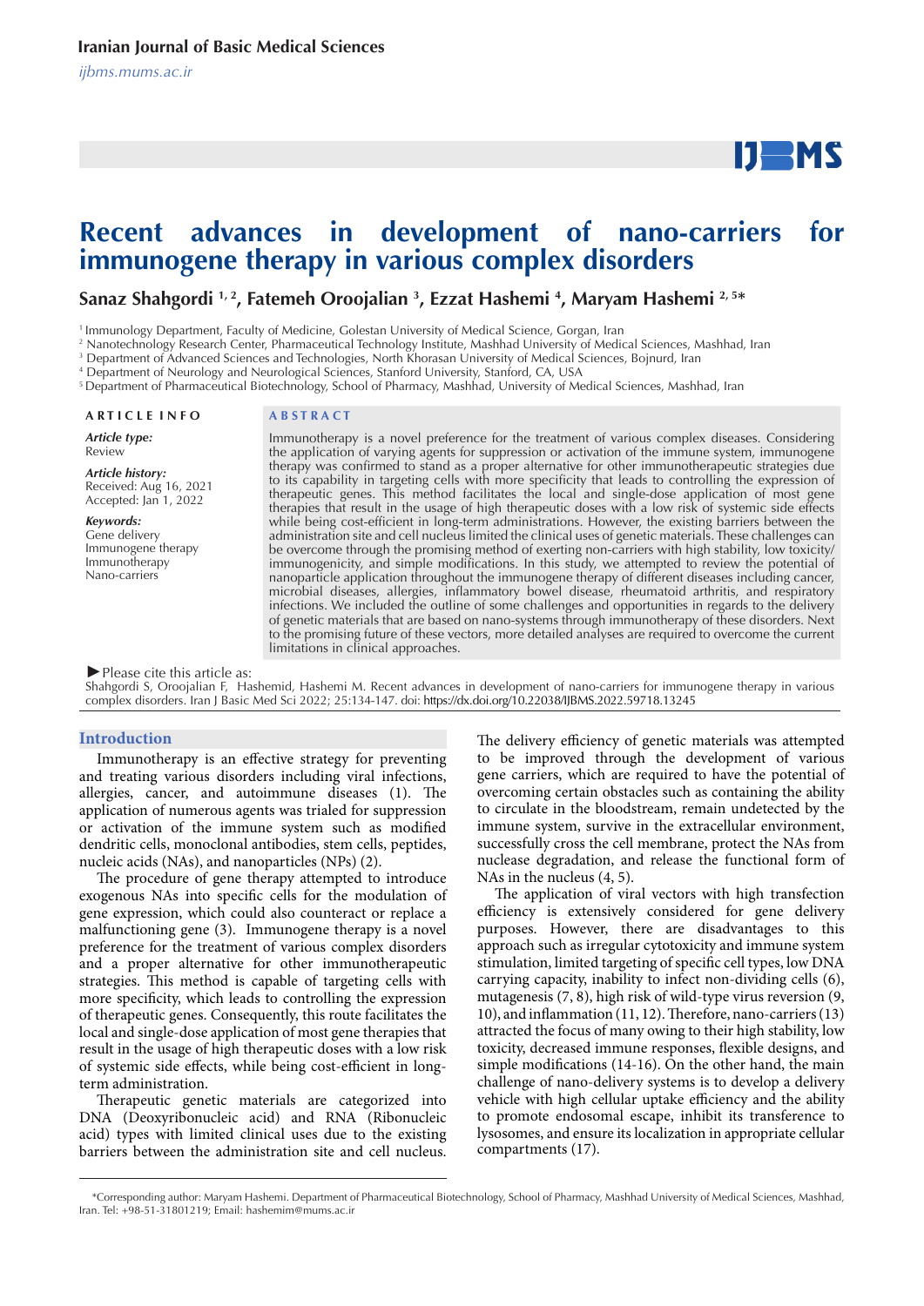Iranian Journal of Basic Medical Sciences

ijbms.mums.ac.ir

# Recent advances in development of nano-carriers for immunogene therapy in various complex disorders

**Sanaz Shahgordi [1, 2], Fatemeh Oroojalian [3], Ezzat Hashemi [4], Maryam Hashemi [2, 5]***

[1] Immunology Department, Faculty of Medicine, Golestan University of Medical Science, Gorgan, Iran
[2] Nanotechnology Research Center, Pharmaceutical Technology Institute, Mashhad University of Medical Sciences, Mashhad, Iran
[3] Department of Advanced Sciences and Technologies, North Khorasan University of Medical Sciences, Bojnurd, Iran
[4] Department of Neurology and Neurological Sciences, Stanford University, Stanford, CA, USA
[5] Department of Pharmaceutical Biotechnology, School of Pharmacy, Mashhad, University of Medical Sciences, Mashhad, Iran

**ARTICLE INFO**

***Article type:***
Review

***Article history:***
Received: Aug 16, 2021
Accepted: Jan 1, 2022

***Keywords:***
Gene delivery
Immunogene therapy
Immunotherapy
Nano-carriers

**ABSTRACT**

Immunotherapy is a novel preference for the treatment of various complex diseases. Considering the application of varying agents for suppression or activation of the immune system, immunogene therapy was confirmed to stand as a proper alternative for other immunotherapeutic strategies due to its capability in targeting cells with more specificity that leads to controlling the expression of therapeutic genes. This method facilitates the local and single-dose application of most gene therapies that result in the usage of high therapeutic doses with a low risk of systemic side effects while being cost-efficient in long-term administrations. However, the existing barriers between the administration site and cell nucleus limited the clinical uses of genetic materials. These challenges can be overcome through the promising method of exerting non-carriers with high stability, low toxicity/immunogenicity, and simple modifications. In this study, we attempted to review the potential of nanoparticle application throughout the immunogene therapy of different diseases including cancer, microbial diseases, allergies, inflammatory bowel disease, rheumatoid arthritis, and respiratory infections. We included the outline of some challenges and opportunities in regards to the delivery of genetic materials that are based on nano-systems through immunotherapy of these disorders. Next to the promising future of these vectors, more detailed analyses are required to overcome the current limitations in clinical approaches.

►Please cite this article as:
Shahgordi S, Oroojalian F, Hashemid, Hashemi M. Recent advances in development of nano-carriers for immunogene therapy in various complex disorders. Iran J Basic Med Sci 2022; 25:134-147. doi: https://dx.doi.org/10.22038/IJBMS.2022.59718.13245

## Introduction

Immunotherapy is an effective strategy for preventing and treating various disorders including viral infections, allergies, cancer, and autoimmune diseases (1). The application of numerous agents was trialed for suppression or activation of the immune system such as modified dendritic cells, monoclonal antibodies, stem cells, peptides, nucleic acids (NAs), and nanoparticles (NPs) (2).

The procedure of gene therapy attempted to introduce exogenous NAs into specific cells for the modulation of gene expression, which could also counteract or replace a malfunctioning gene (3). Immunogene therapy is a novel preference for the treatment of various complex disorders and a proper alternative for other immunotherapeutic strategies. This method is capable of targeting cells with more specificity, which leads to controlling the expression of therapeutic genes. Consequently, this route facilitates the local and single-dose application of most gene therapies that result in the usage of high therapeutic doses with a low risk of systemic side effects, while being cost-efficient in long-term administration.

Therapeutic genetic materials are categorized into DNA (Deoxyribonucleic acid) and RNA (Ribonucleic acid) types with limited clinical uses due to the existing barriers between the administration site and cell nucleus. The delivery efficiency of genetic materials was attempted to be improved through the development of various gene carriers, which are required to have the potential of overcoming certain obstacles such as containing the ability to circulate in the bloodstream, remain undetected by the immune system, survive in the extracellular environment, successfully cross the cell membrane, protect the NAs from nuclease degradation, and release the functional form of NAs in the nucleus (4, 5).

The application of viral vectors with high transfection efficiency is extensively considered for gene delivery purposes. However, there are disadvantages to this approach such as irregular cytotoxicity and immune system stimulation, limited targeting of specific cell types, low DNA carrying capacity, inability to infect non-dividing cells (6), mutagenesis (7, 8), high risk of wild-type virus reversion (9, 10), and inflammation (11, 12). Therefore, nano-carriers (13) attracted the focus of many owing to their high stability, low toxicity, decreased immune responses, flexible designs, and simple modifications (14-16). On the other hand, the main challenge of nano-delivery systems is to develop a delivery vehicle with high cellular uptake efficiency and the ability to promote endosomal escape, inhibit its transference to lysosomes, and ensure its localization in appropriate cellular compartments (17).

*Corresponding author: Maryam Hashemi. Department of Pharmaceutical Biotechnology, School of Pharmacy, Mashhad University of Medical Sciences, Mashhad, Iran. Tel: +98-51-31801219; Email: hashemim@mums.ac.ir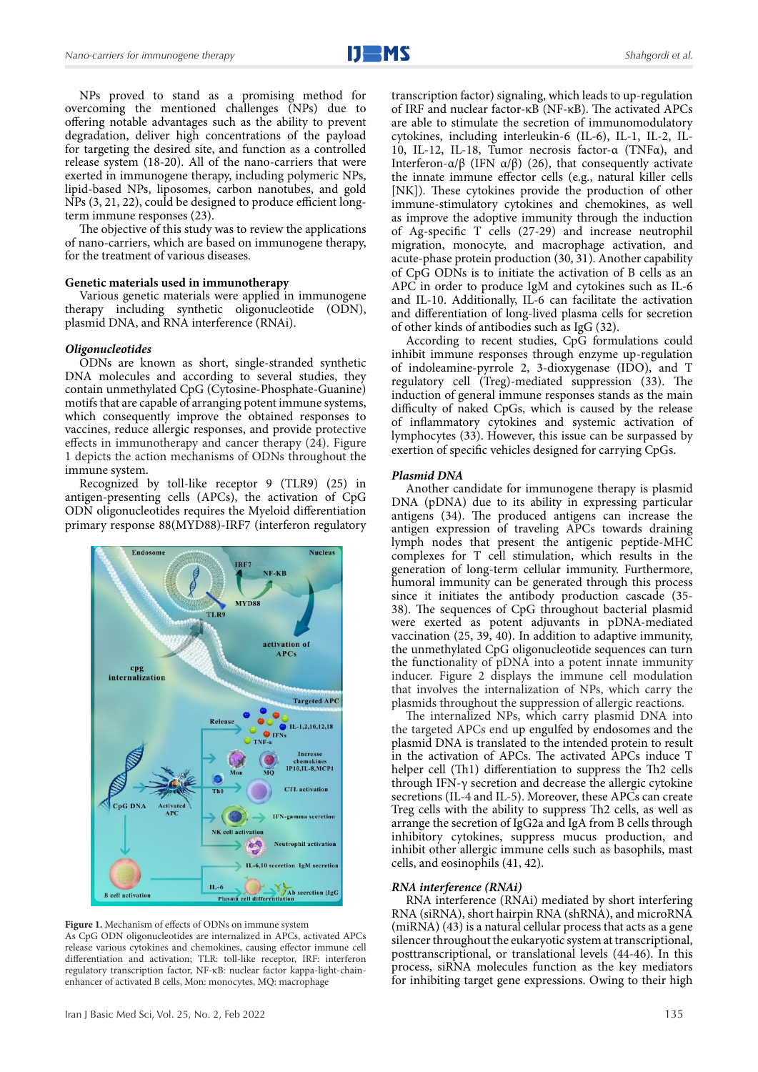NPs proved to stand as a promising method for overcoming the mentioned challenges (NPs) due to offering notable advantages such as the ability to prevent degradation, deliver high concentrations of the payload for targeting the desired site, and function as a controlled release system (18-20). All of the nano-carriers that were exerted in immunogene therapy, including polymeric NPs, lipid-based NPs, liposomes, carbon nanotubes, and gold NPs (3, 21, 22), could be designed to produce efficient long-term immune responses (23).

The objective of this study was to review the applications of nano-carriers, which are based on immunogene therapy, for the treatment of various diseases.

## Genetic materials used in immunotherapy

Various genetic materials were applied in immunogene therapy including synthetic oligonucleotide (ODN), plasmid DNA, and RNA interference (RNAi).

### *Oligonucleotides*

ODNs are known as short, single-stranded synthetic DNA molecules and according to several studies, they contain unmethylated CpG (Cytosine-Phosphate-Guanine) motifs that are capable of arranging potent immune systems, which consequently improve the obtained responses to vaccines, reduce allergic responses, and provide protective effects in immunotherapy and cancer therapy (24). Figure 1 depicts the action mechanisms of ODNs throughout the immune system.

Recognized by toll-like receptor 9 (TLR9) (25) in antigen-presenting cells (APCs), the activation of CpG ODN oligonucleotides requires the Myeloid differentiation primary response 88(MYD88)-IRF7 (interferon regulatory transcription factor) signaling, which leads to up-regulation of IRF and nuclear factor-κB (NF-κB). The activated APCs are able to stimulate the secretion of immunomodulatory cytokines, including interleukin-6 (IL-6), IL-1, IL-2, IL-10, IL-12, IL-18, Tumor necrosis factor-α (TNFα), and Interferon-α/β (IFN α/β) (26), that consequently activate the innate immune effector cells (e.g., natural killer cells [NK]). These cytokines provide the production of other immune-stimulatory cytokines and chemokines, as well as improve the adoptive immunity through the induction of Ag-specific T cells (27-29) and increase neutrophil migration, monocyte, and macrophage activation, and acute-phase protein production (30, 31). Another capability of CpG ODNs is to initiate the activation of B cells as an APC in order to produce IgM and cytokines such as IL-6 and IL-10. Additionally, IL-6 can facilitate the activation and differentiation of long-lived plasma cells for secretion of other kinds of antibodies such as IgG (32).

Endosome
Nucleus
IRF7
NF-KB
MYD88
TLR9
activation of APCs
cpg internalization
Targeted APC
Release
IL-1,2,10,12,18
IFNs
TNF-a
Increase chemokines IP10,IL-8,MCP1
Mon
MQ
Th0
CTL activation
CpG DNA
Activated APC
IFN-gamma secretion
NK cell activation
Neutrophil activation
IL-6,10 secretion IgM secretion
IL-6
Ab secretion (IgG
B cell activation
Plasma cell differentiation

**Figure 1.** Mechanism of effects of ODNs on immune system
As CpG ODN oligonucleotides are internalized in APCs, activated APCs release various cytokines and chemokines, causing effector immune cell differentiation and activation; TLR: toll-like receptor, IRF: interferon regulatory transcription factor, NF-κB: nuclear factor kappa-light-chain-enhancer of activated B cells, Mon: monocytes, MQ: macrophage

According to recent studies, CpG formulations could inhibit immune responses through enzyme up-regulation of indoleamine-pyrrole 2, 3-dioxygenase (IDO), and T regulatory cell (Treg)-mediated suppression (33). The induction of general immune responses stands as the main difficulty of naked CpGs, which is caused by the release of inflammatory cytokines and systemic activation of lymphocytes (33). However, this issue can be surpassed by exertion of specific vehicles designed for carrying CpGs.

### *Plasmid DNA*

Another candidate for immunogene therapy is plasmid DNA (pDNA) due to its ability in expressing particular antigens (34). The produced antigens can increase the antigen expression of traveling APCs towards draining lymph nodes that present the antigenic peptide-MHC complexes for T cell stimulation, which results in the generation of long-term cellular immunity. Furthermore, humoral immunity can be generated through this process since it initiates the antibody production cascade (35-38). The sequences of CpG throughout bacterial plasmid were exerted as potent adjuvants in pDNA-mediated vaccination (25, 39, 40). In addition to adaptive immunity, the unmethylated CpG oligonucleotide sequences can turn the functionality of pDNA into a potent innate immunity inducer. Figure 2 displays the immune cell modulation that involves the internalization of NPs, which carry the plasmids throughout the suppression of allergic reactions.

The internalized NPs, which carry plasmid DNA into the targeted APCs end up engulfed by endosomes and the plasmid DNA is translated to the intended protein to result in the activation of APCs. The activated APCs induce T helper cell (Th1) differentiation to suppress the Th2 cells through IFN-γ secretion and decrease the allergic cytokine secretions (IL-4 and IL-5). Moreover, these APCs can create Treg cells with the ability to suppress Th2 cells, as well as arrange the secretion of IgG2a and IgA from B cells through inhibitory cytokines, suppress mucus production, and inhibit other allergic immune cells such as basophils, mast cells, and eosinophils (41, 42).

### *RNA interference (RNAi)*

RNA interference (RNAi) mediated by short interfering RNA (siRNA), short hairpin RNA (shRNA), and microRNA (miRNA) (43) is a natural cellular process that acts as a gene silencer throughout the eukaryotic system at transcriptional, posttranscriptional, or translational levels (44-46). In this process, siRNA molecules function as the key mediators for inhibiting target gene expressions. Owing to their high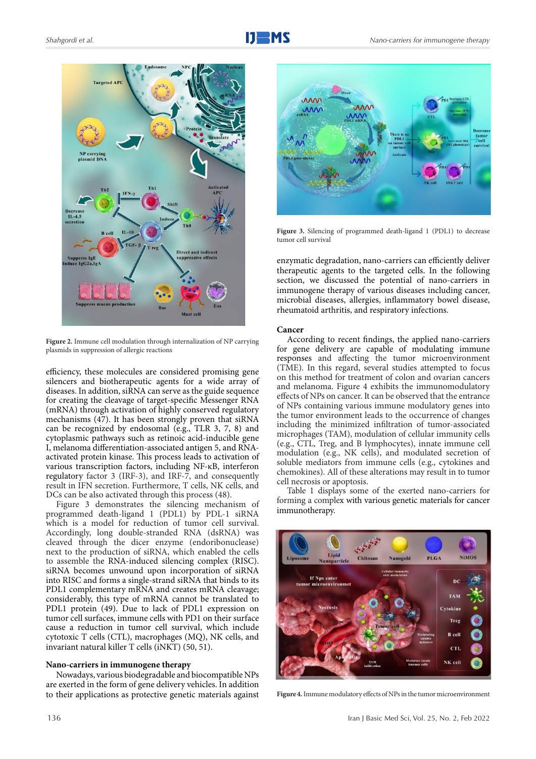Figure 2. Immune cell modulation through internalization of NP carrying plasmids in suppression of allergic reactions

efficiency, these molecules are considered promising gene silencers and biotherapeutic agents for a wide array of diseases. In addition, siRNA can serve as the guide sequence for creating the cleavage of target-specific Messenger RNA (mRNA) through activation of highly conserved regulatory mechanisms (47). It has been strongly proven that siRNA can be recognized by endosomal (e.g., TLR 3, 7, 8) and cytoplasmic pathways such as retinoic acid-inducible gene I, melanoma differentiation-associated antigen 5, and RNA-activated protein kinase. This process leads to activation of various transcription factors, including NF-κB, interferon regulatory factor 3 (IRF-3), and IRF-7, and consequently result in IFN secretion. Furthermore, T cells, NK cells, and DCs can be also activated through this process (48).

Figure 3 demonstrates the silencing mechanism of programmed death-ligand 1 (PDL1) by PDL-1 siRNA which is a model for reduction of tumor cell survival. Accordingly, long double-stranded RNA (dsRNA) was cleaved through the dicer enzyme (endoribonuclease) next to the production of siRNA, which enabled the cells to assemble the RNA-induced silencing complex (RISC). siRNA becomes unwound upon incorporation of siRNA into RISC and forms a single-strand siRNA that binds to its PDL1 complementary mRNA and creates mRNA cleavage; considerably, this type of mRNA cannot be translated to PDL1 protein (49). Due to lack of PDL1 expression on tumor cell surfaces, immune cells with PD1 on their surface cause a reduction in tumor cell survival, which include cytotoxic T cells (CTL), macrophages (MQ), NK cells, and invariant natural killer T cells (iNKT) (50, 51).

## Nano-carriers in immunogene therapy

Nowadays, various biodegradable and biocompatible NPs are exerted in the form of gene delivery vehicles. In addition to their applications as protective genetic materials against enzymatic degradation, nano-carriers can efficiently deliver therapeutic agents to the targeted cells. In the following section, we discussed the potential of nano-carriers in immunogene therapy of various diseases including cancer, microbial diseases, allergies, inflammatory bowel disease, rheumatoid arthritis, and respiratory infections.

Figure 3. Silencing of programmed death-ligand 1 (PDL1) to decrease tumor cell survival

### Cancer

According to recent findings, the applied nano-carriers for gene delivery are capable of modulating immune responses and affecting the tumor microenvironment (TME). In this regard, several studies attempted to focus on this method for treatment of colon and ovarian cancers and melanoma. Figure 4 exhibits the immunomodulatory effects of NPs on cancer. It can be observed that the entrance of NPs containing various immune modulatory genes into the tumor environment leads to the occurrence of changes including the minimized infiltration of tumor-associated macrophages (TAM), modulation of cellular immunity cells (e.g., CTL, Treg, and B lymphocytes), innate immune cell modulation (e.g., NK cells), and modulated secretion of soluble mediators from immune cells (e.g., cytokines and chemokines). All of these alterations may result in to tumor cell necrosis or apoptosis.

Table 1 displays some of the exerted nano-carriers for forming a complex with various genetic materials for cancer immunotherapy.

Figure 4. Immune modulatory effects of NPs in the tumor microenvironment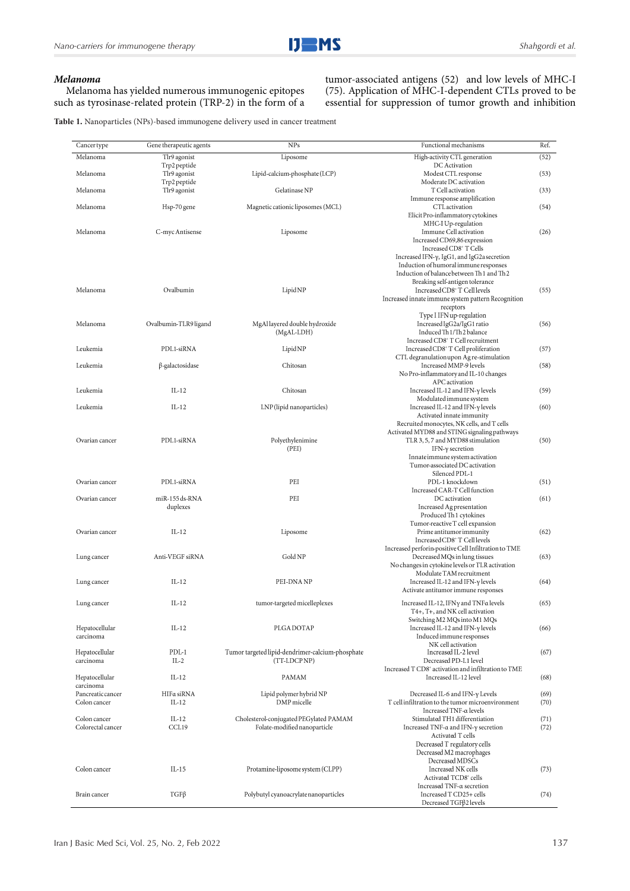### *Melanoma*

Melanoma has yielded numerous immunogenic epitopes such as tyrosinase-related protein (TRP-2) in the form of a tumor-associated antigens (52) and low levels of MHC-I (75). Application of MHC-I-dependent CTLs proved to be essential for suppression of tumor growth and inhibition

**Table 1.** Nanoparticles (NPs)-based immunogene delivery used in cancer treatment

| Cancer type | Gene therapeutic agents | NPs | Functional mechanisms | Ref. |
|---|---|---|---|---|
| Melanoma | Tlr9 agonist<br>Trp2 peptide | Liposome | High-activity CTL generation<br>DC Activation | (52) |
| Melanoma | Tlr9 agonist<br>Trp2 peptide | Lipid-calcium-phosphate (LCP) | Modest CTL response<br>Moderate DC activation | (53) |
| Melanoma | Tlr9 agonist | Gelatinase NP | T Cell activation<br>Immune response amplification | (33) |
| Melanoma | Hsp-70 gene | Magnetic cationic liposomes (MCL) | CTL activation<br>Elicit Pro-inflammatory cytokines<br>MHC-I Up-regulation | (54) |
| Melanoma | C-myc Antisense | Liposome | Immune Cell activation<br>Increased CD69,86 expression<br>Increased $CD8^+$ T Cells<br>Increased IFN-γ, IgG1, and IgG2a secretion<br>Induction of humoral immune responses<br>Induction of balance between Th1 and Th2<br>Breaking self-antigen tolerance | (26) |
| Melanoma | Ovalbumin | Lipid NP | Increased $CD8^+$ T Cell levels<br>Increased innate immune system pattern Recognition receptors<br>Type I IFN up-regulation | (55) |
| Melanoma | Ovalbumin-TLR9 ligand | MgAl layered double hydroxide (MgAL-LDH) | Increased IgG2a/IgG1 ratio<br>Induced Th1/Th2 balance<br>Increased $CD8^+$ T Cell recruitment | (56) |
| Leukemia | PDL1-siRNA | Lipid NP | Increased $CD8^+$ T Cell proliferation<br>CTL degranulation upon Ag re-stimulation | (57) |
| Leukemia | β-galactosidase | Chitosan | Increased MMP-9 levels<br>No Pro-inflammatory and IL-10 changes<br>APC activation | (58) |
| Leukemia | IL-12 | Chitosan | Increased IL-12 and IFN-γ levels<br>Modulated immune system | (59) |
| Leukemia | IL-12 | LNP (lipid nanoparticles) | Increased IL-12 and IFN-γ levels<br>Activated innate immunity<br>Recruited monocytes, NK cells, and T cells<br>Activated MYD88 and STING signaling pathways | (60) |
| Ovarian cancer | PDL1-siRNA | Polyethylenimine (PEI) | TLR 3, 5, 7 and MYD88 stimulation<br>IFN-γ secretion<br>Innate immune system activation<br>Tumor-associated DC activation<br>Silenced PDL-1 | (50) |
| Ovarian cancer | PDL1-siRNA | PEI | PDL-1 knockdown<br>Increased CAR-T Cell function | (51) |
| Ovarian cancer | miR-155 ds-RNA duplexes | PEI | DC activation<br>Increased Ag presentation<br>Produced Th1 cytokines<br>Tumor-reactive T cell expansion | (61) |
| Ovarian cancer | IL-12 | Liposome | Prime antitumor immunity<br>Increased $CD8^+$ T Cell levels<br>Increased perforin-positive Cell Infiltration to TME | (62) |
| Lung cancer | Anti-VEGF siRNA | Gold NP | Decreased MQs in lung tissues<br>No changes in cytokine levels or TLR activation<br>Modulate TAM recruitment | (63) |
| Lung cancer | IL-12 | PEI-DNA NP | Increased IL-12 and IFN-γ levels<br>Activate antitumor immune responses | (64) |
| Lung cancer | IL-12 | tumor-targeted micelleplexes | Increased IL-12, IFNγ and TNFα levels<br>T4+, T+, and NK cell activation<br>Switching M2 MQs into M1 MQs | (65) |
| Hepatocellular carcinoma | IL-12 | PLGA DOTAP | Increased IL-12 and IFN-γ levels<br>Induced immune responses<br>NK cell activation | (66) |
| Hepatocellular carcinoma | PDL-1<br>IL-2 | Tumor targeted lipid-dendrimer-calcium-phosphate (TT-LDCP NP) | Increased IL-2 level<br>Decreased PD-L1 level<br>Increased T $CD8^+$ activation and infiltration to TME | (67) |
| Hepatocellular carcinoma | IL-12 | PAMAM | Increased IL-12 level | (68) |
| Pancreatic cancer | HIFα siRNA | Lipid polymer hybrid NP | Decreased IL-6 and IFN-γ Levels | (69) |
| Colon cancer | IL-12 | DMP micelle | T cell infiltration to the tumor microenvironment<br>Increased TNF-α levels | (70) |
| Colon cancer | IL-12 | Cholesterol-conjugated PEGylated PAMAM | Stimulated TH1 differentiation | (71) |
| Colorectal cancer | CCL19 | Folate-modified nanoparticle | Increased TNF-α and IFN-γ secretion<br>Activated T cells<br>Decreased T regulatory cells<br>Decreased M2 macrophages<br>Decreased MDSCs | (72) |
| Colon cancer | IL-15 | Protamine-liposome system (CLPP) | Increased NK cells<br>Activated T$CD8^+$ cells<br>Increased TNF-α secretion | (73) |
| Brain cancer | TGFβ | Polybutyl cyanoacrylate nanoparticles | Increased T CD25+ cells<br>Decreased TGFβ2 levels | (74) |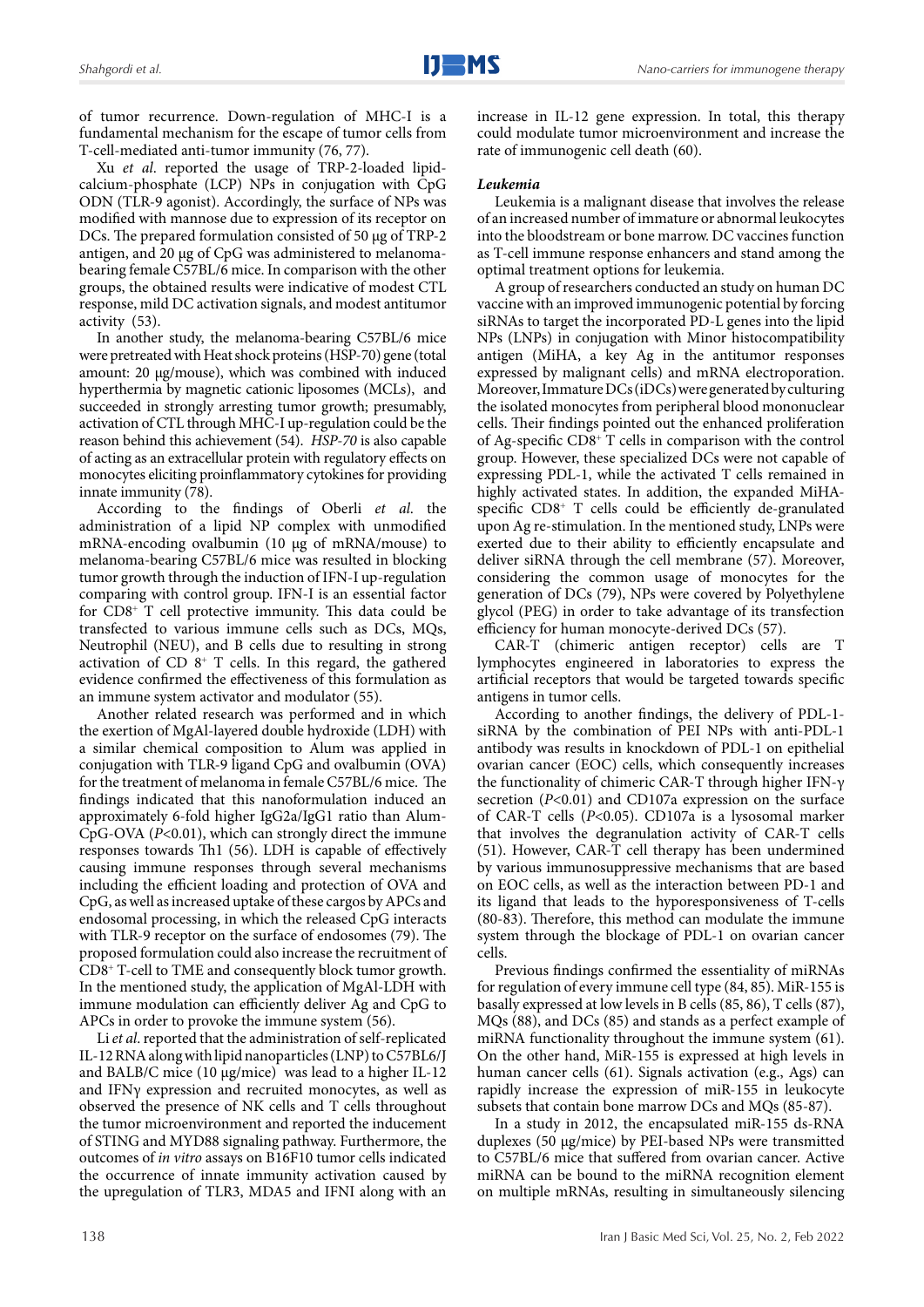of tumor recurrence. Down-regulation of MHC-I is a fundamental mechanism for the escape of tumor cells from T-cell-mediated anti-tumor immunity (76, 77).

Xu *et al*. reported the usage of TRP-2-loaded lipid-calcium-phosphate (LCP) NPs in conjugation with CpG ODN (TLR-9 agonist). Accordingly, the surface of NPs was modified with mannose due to expression of its receptor on DCs. The prepared formulation consisted of 50 μg of TRP-2 antigen, and 20 μg of CpG was administered to melanoma-bearing female C57BL/6 mice. In comparison with the other groups, the obtained results were indicative of modest CTL response, mild DC activation signals, and modest antitumor activity (53).

In another study, the melanoma-bearing C57BL/6 mice were pretreated with Heat shock proteins (HSP-70) gene (total amount: 20 μg/mouse), which was combined with induced hyperthermia by magnetic cationic liposomes (MCLs), and succeeded in strongly arresting tumor growth; presumably, activation of CTL through MHC-I up-regulation could be the reason behind this achievement (54). *HSP-70* is also capable of acting as an extracellular protein with regulatory effects on monocytes eliciting proinflammatory cytokines for providing innate immunity (78).

According to the findings of Oberli *et al*. the administration of a lipid NP complex with unmodified mRNA-encoding ovalbumin (10 μg of mRNA/mouse) to melanoma-bearing C57BL/6 mice was resulted in blocking tumor growth through the induction of IFN-I up-regulation comparing with control group. IFN-I is an essential factor for CD8[+] T cell protective immunity. This data could be transfected to various immune cells such as DCs, MQs, Neutrophil (NEU), and B cells due to resulting in strong activation of CD 8[+] T cells. In this regard, the gathered evidence confirmed the effectiveness of this formulation as an immune system activator and modulator (55).

Another related research was performed and in which the exertion of MgAl-layered double hydroxide (LDH) with a similar chemical composition to Alum was applied in conjugation with TLR-9 ligand CpG and ovalbumin (OVA) for the treatment of melanoma in female C57BL/6 mice. The findings indicated that this nanoformulation induced an approximately 6-fold higher IgG2a/IgG1 ratio than Alum-CpG-OVA ($P<0.01$), which can strongly direct the immune responses towards Th1 (56). LDH is capable of effectively causing immune responses through several mechanisms including the efficient loading and protection of OVA and CpG, as well as increased uptake of these cargos by APCs and endosomal processing, in which the released CpG interacts with TLR-9 receptor on the surface of endosomes (79). The proposed formulation could also increase the recruitment of CD8[+] T-cell to TME and consequently block tumor growth. In the mentioned study, the application of MgAl-LDH with immune modulation can efficiently deliver Ag and CpG to APCs in order to provoke the immune system (56).

Li *et al*. reported that the administration of self-replicated IL-12 RNA along with lipid nanoparticles (LNP) to C57BL6/J and BALB/C mice (10 μg/mice) was lead to a higher IL-12 and IFNγ expression and recruited monocytes, as well as observed the presence of NK cells and T cells throughout the tumor microenvironment and reported the inducement of STING and MYD88 signaling pathway. Furthermore, the outcomes of *in vitro* assays on B16F10 tumor cells indicated the occurrence of innate immunity activation caused by the upregulation of TLR3, MDA5 and IFNI along with an increase in IL-12 gene expression. In total, this therapy could modulate tumor microenvironment and increase the rate of immunogenic cell death (60).

***Leukemia***

Leukemia is a malignant disease that involves the release of an increased number of immature or abnormal leukocytes into the bloodstream or bone marrow. DC vaccines function as T-cell immune response enhancers and stand among the optimal treatment options for leukemia.

A group of researchers conducted an study on human DC vaccine with an improved immunogenic potential by forcing siRNAs to target the incorporated PD-L genes into the lipid NPs (LNPs) in conjugation with Minor histocompatibility antigen (MiHA, a key Ag in the antitumor responses expressed by malignant cells) and mRNA electroporation. Moreover, Immature DCs (iDCs) were generated by culturing the isolated monocytes from peripheral blood mononuclear cells. Their findings pointed out the enhanced proliferation of Ag-specific CD8[+] T cells in comparison with the control group. However, these specialized DCs were not capable of expressing PDL-1, while the activated T cells remained in highly activated states. In addition, the expanded MiHA-specific CD8[+] T cells could be efficiently de-granulated upon Ag re-stimulation. In the mentioned study, LNPs were exerted due to their ability to efficiently encapsulate and deliver siRNA through the cell membrane (57). Moreover, considering the common usage of monocytes for the generation of DCs (79), NPs were covered by Polyethylene glycol (PEG) in order to take advantage of its transfection efficiency for human monocyte-derived DCs (57).

CAR-T (chimeric antigen receptor) cells are T lymphocytes engineered in laboratories to express the artificial receptors that would be targeted towards specific antigens in tumor cells.

According to another findings, the delivery of PDL-1-siRNA by the combination of PEI NPs with anti-PDL-1 antibody was results in knockdown of PDL-1 on epithelial ovarian cancer (EOC) cells, which consequently increases the functionality of chimeric CAR-T through higher IFN-γ secretion ($P<0.01$) and CD107a expression on the surface of CAR-T cells ($P<0.05$). CD107a is a lysosomal marker that involves the degranulation activity of CAR-T cells (51). However, CAR-T cell therapy has been undermined by various immunosuppressive mechanisms that are based on EOC cells, as well as the interaction between PD-1 and its ligand that leads to the hyporesponsiveness of T-cells (80-83). Therefore, this method can modulate the immune system through the blockage of PDL-1 on ovarian cancer cells.

Previous findings confirmed the essentiality of miRNAs for regulation of every immune cell type (84, 85). MiR-155 is basally expressed at low levels in B cells (85, 86), T cells (87), MQs (88), and DCs (85) and stands as a perfect example of miRNA functionality throughout the immune system (61). On the other hand, MiR-155 is expressed at high levels in human cancer cells (61). Signals activation (e.g., Ags) can rapidly increase the expression of miR-155 in leukocyte subsets that contain bone marrow DCs and MQs (85-87).

In a study in 2012, the encapsulated miR-155 ds-RNA duplexes (50 μg/mice) by PEI-based NPs were transmitted to C57BL/6 mice that suffered from ovarian cancer. Active miRNA can be bound to the miRNA recognition element on multiple mRNAs, resulting in simultaneously silencing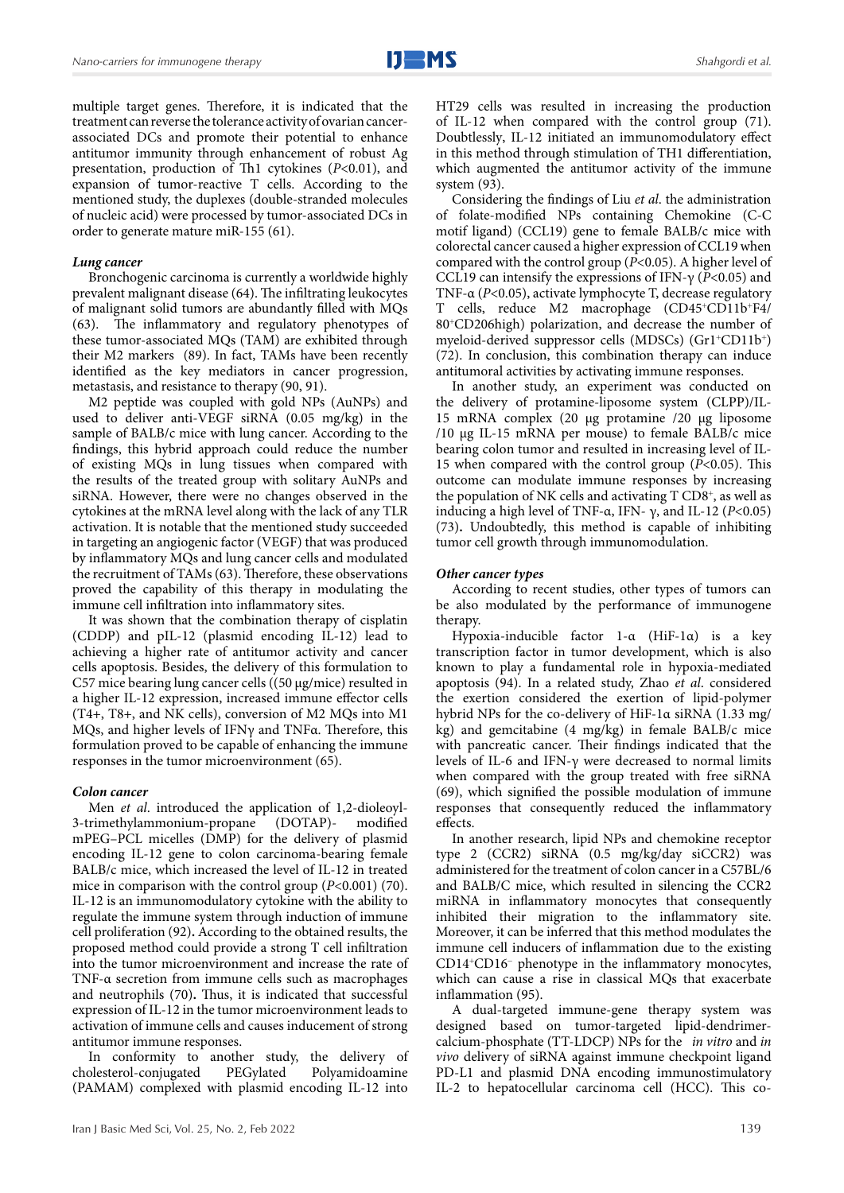multiple target genes. Therefore, it is indicated that the treatment can reverse the tolerance activity of ovarian cancer-associated DCs and promote their potential to enhance antitumor immunity through enhancement of robust Ag presentation, production of Th1 cytokines ($P<0.01$), and expansion of tumor-reactive T cells. According to the mentioned study, the duplexes (double-stranded molecules of nucleic acid) were processed by tumor-associated DCs in order to generate mature miR-155 (61).

### *Lung cancer*

Bronchogenic carcinoma is currently a worldwide highly prevalent malignant disease (64). The infiltrating leukocytes of malignant solid tumors are abundantly filled with MQs (63). The inflammatory and regulatory phenotypes of these tumor-associated MQs (TAM) are exhibited through their M2 markers (89). In fact, TAMs have been recently identified as the key mediators in cancer progression, metastasis, and resistance to therapy (90, 91).

M2 peptide was coupled with gold NPs (AuNPs) and used to deliver anti-VEGF siRNA (0.05 mg/kg) in the sample of BALB/c mice with lung cancer. According to the findings, this hybrid approach could reduce the number of existing MQs in lung tissues when compared with the results of the treated group with solitary AuNPs and siRNA. However, there were no changes observed in the cytokines at the mRNA level along with the lack of any TLR activation. It is notable that the mentioned study succeeded in targeting an angiogenic factor (VEGF) that was produced by inflammatory MQs and lung cancer cells and modulated the recruitment of TAMs (63). Therefore, these observations proved the capability of this therapy in modulating the immune cell infiltration into inflammatory sites.

It was shown that the combination therapy of cisplatin (CDDP) and pIL-12 (plasmid encoding IL-12) lead to achieving a higher rate of antitumor activity and cancer cells apoptosis. Besides, the delivery of this formulation to C57 mice bearing lung cancer cells ((50 μg/mice) resulted in a higher IL-12 expression, increased immune effector cells (T4+, T8+, and NK cells), conversion of M2 MQs into M1 MQs, and higher levels of IFNγ and TNFα. Therefore, this formulation proved to be capable of enhancing the immune responses in the tumor microenvironment (65).

### *Colon cancer*

Men *et al.* introduced the application of 1,2-dioleoyl-3-trimethylammonium-propane (DOTAP)- modified mPEG–PCL micelles (DMP) for the delivery of plasmid encoding IL-12 gene to colon carcinoma-bearing female BALB/c mice, which increased the level of IL-12 in treated mice in comparison with the control group ($P<0.001$) (70). IL-12 is an immunomodulatory cytokine with the ability to regulate the immune system through induction of immune cell proliferation (92). According to the obtained results, the proposed method could provide a strong T cell infiltration into the tumor microenvironment and increase the rate of TNF-α secretion from immune cells such as macrophages and neutrophils (70). Thus, it is indicated that successful expression of IL-12 in the tumor microenvironment leads to activation of immune cells and causes inducement of strong antitumor immune responses.

In conformity to another study, the delivery of cholesterol-conjugated PEGylated Polyamidoamine (PAMAM) complexed with plasmid encoding IL-12 into HT29 cells was resulted in increasing the production of IL-12 when compared with the control group (71). Doubtlessly, IL-12 initiated an immunomodulatory effect in this method through stimulation of TH1 differentiation, which augmented the antitumor activity of the immune system (93).

Considering the findings of Liu *et al.* the administration of folate-modified NPs containing Chemokine (C-C motif ligand) (CCL19) gene to female BALB/c mice with colorectal cancer caused a higher expression of CCL19 when compared with the control group ($P<0.05$). A higher level of CCL19 can intensify the expressions of IFN-γ ($P<0.05$) and TNF-α ($P<0.05$), activate lymphocyte T, decrease regulatory T cells, reduce M2 macrophage ($CD45^+CD11b^+F4/80^+CD206^{high}$) polarization, and decrease the number of myeloid-derived suppressor cells (MDSCs) ($Gr1^+CD11b^+$) (72). In conclusion, this combination therapy can induce antitumoral activities by activating immune responses.

In another study, an experiment was conducted on the delivery of protamine-liposome system (CLPP)/IL-15 mRNA complex (20 μg protamine /20 μg liposome /10 μg IL-15 mRNA per mouse) to female BALB/c mice bearing colon tumor and resulted in increasing level of IL-15 when compared with the control group ($P<0.05$). This outcome can modulate immune responses by increasing the population of NK cells and activating T $CD8^+$, as well as inducing a high level of TNF-α, IFN- γ, and IL-12 ($P<0.05$) (73). Undoubtedly, this method is capable of inhibiting tumor cell growth through immunomodulation.

### *Other cancer types*

According to recent studies, other types of tumors can be also modulated by the performance of immunogene therapy.

Hypoxia-inducible factor 1-α (HiF-1α) is a key transcription factor in tumor development, which is also known to play a fundamental role in hypoxia-mediated apoptosis (94). In a related study, Zhao *et al.* considered the exertion considered the exertion of lipid-polymer hybrid NPs for the co-delivery of HiF-1α siRNA (1.33 mg/kg) and gemcitabine (4 mg/kg) in female BALB/c mice with pancreatic cancer. Their findings indicated that the levels of IL-6 and IFN-γ were decreased to normal limits when compared with the group treated with free siRNA (69), which signified the possible modulation of immune responses that consequently reduced the inflammatory effects.

In another research, lipid NPs and chemokine receptor type 2 (CCR2) siRNA (0.5 mg/kg/day siCCR2) was administered for the treatment of colon cancer in a C57BL/6 and BALB/C mice, which resulted in silencing the CCR2 miRNA in inflammatory monocytes that consequently inhibited their migration to the inflammatory site. Moreover, it can be inferred that this method modulates the immune cell inducers of inflammation due to the existing $CD14^+CD16^-$ phenotype in the inflammatory monocytes, which can cause a rise in classical MQs that exacerbate inflammation (95).

A dual-targeted immune-gene therapy system was designed based on tumor-targeted lipid-dendrimer-calcium-phosphate (TT-LDCP) NPs for the *in vitro* and *in vivo* delivery of siRNA against immune checkpoint ligand PD-L1 and plasmid DNA encoding immunostimulatory IL-2 to hepatocellular carcinoma cell (HCC). This co-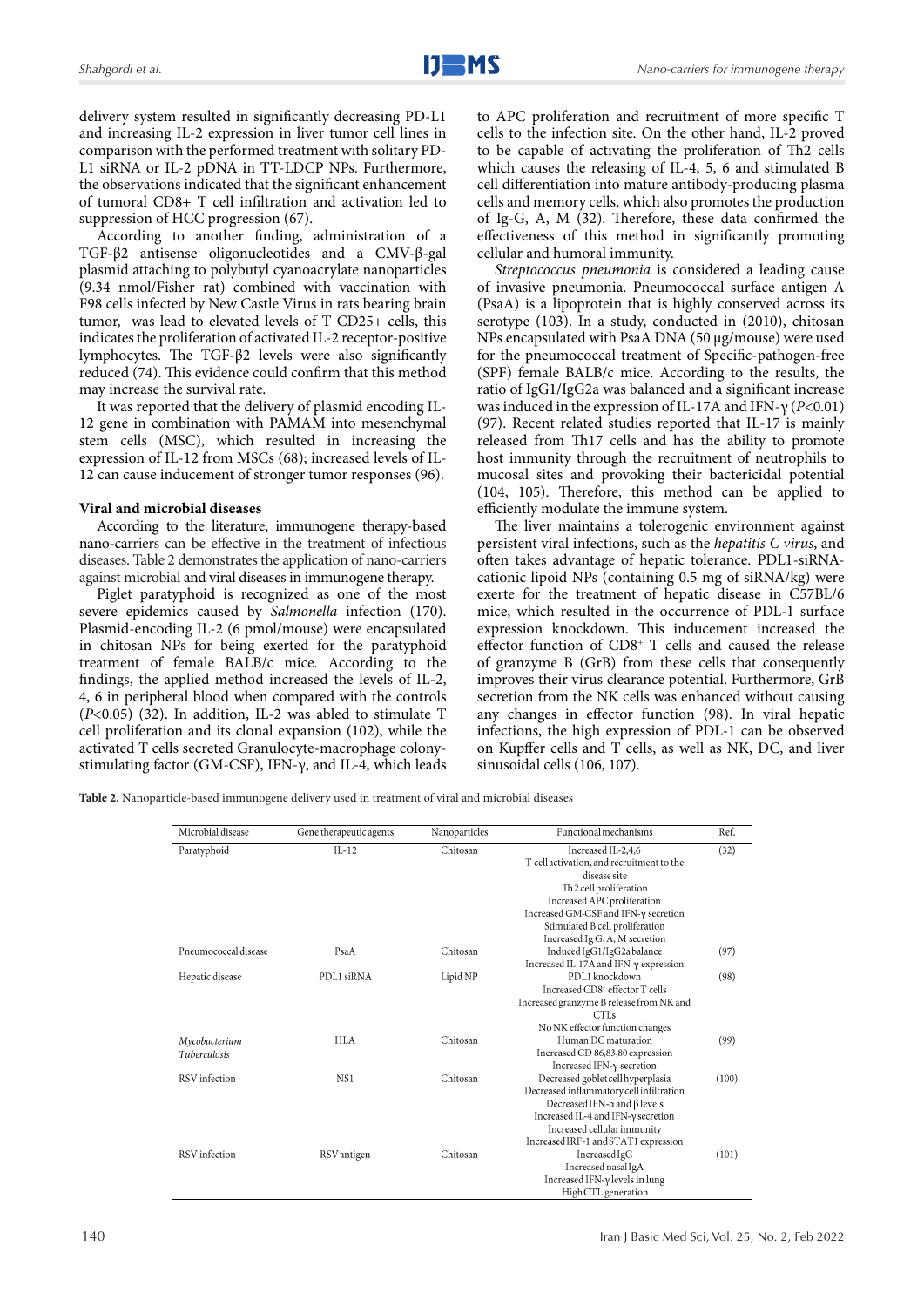delivery system resulted in significantly decreasing PD-L1 and increasing IL-2 expression in liver tumor cell lines in comparison with the performed treatment with solitary PD-L1 siRNA or IL-2 pDNA in TT-LDCP NPs. Furthermore, the observations indicated that the significant enhancement of tumoral CD8+ T cell infiltration and activation led to suppression of HCC progression (67).

According to another finding, administration of a TGF-β2 antisense oligonucleotides and a CMV-β-gal plasmid attaching to polybutyl cyanoacrylate nanoparticles (9.34 nmol/Fisher rat) combined with vaccination with F98 cells infected by New Castle Virus in rats bearing brain tumor, was lead to elevated levels of T CD25+ cells, this indicates the proliferation of activated IL-2 receptor-positive lymphocytes. The TGF-β2 levels were also significantly reduced (74). This evidence could confirm that this method may increase the survival rate.

It was reported that the delivery of plasmid encoding IL-12 gene in combination with PAMAM into mesenchymal stem cells (MSC), which resulted in increasing the expression of IL-12 from MSCs (68); increased levels of IL-12 can cause inducement of stronger tumor responses (96).

### Viral and microbial diseases

According to the literature, immunogene therapy-based nano-carriers can be effective in the treatment of infectious diseases. Table 2 demonstrates the application of nano-carriers against microbial and viral diseases in immunogene therapy.

Piglet paratyphoid is recognized as one of the most severe epidemics caused by *Salmonella* infection (170). Plasmid-encoding IL-2 (6 pmol/mouse) were encapsulated in chitosan NPs for being exerted for the paratyphoid treatment of female BALB/c mice. According to the findings, the applied method increased the levels of IL-2, 4, 6 in peripheral blood when compared with the controls ($P<0.05$) (32). In addition, IL-2 was abled to stimulate T cell proliferation and its clonal expansion (102), while the activated T cells secreted Granulocyte-macrophage colony-stimulating factor (GM-CSF), IFN-γ, and IL-4, which leads to APC proliferation and recruitment of more specific T cells to the infection site. On the other hand, IL-2 proved to be capable of activating the proliferation of Th2 cells which causes the releasing of IL-4, 5, 6 and stimulated B cell differentiation into mature antibody-producing plasma cells and memory cells, which also promotes the production of Ig-G, A, M (32). Therefore, these data confirmed the effectiveness of this method in significantly promoting cellular and humoral immunity.

*Streptococcus pneumonia* is considered a leading cause of invasive pneumonia. Pneumococcal surface antigen A (PsaA) is a lipoprotein that is highly conserved across its serotype (103). In a study, conducted in (2010), chitosan NPs encapsulated with PsaA DNA (50 μg/mouse) were used for the pneumococcal treatment of Specific-pathogen-free (SPF) female BALB/c mice. According to the results, the ratio of IgG1/IgG2a was balanced and a significant increase was induced in the expression of IL-17A and IFN-γ ($P<0.01$) (97). Recent related studies reported that IL-17 is mainly released from Th17 cells and has the ability to promote host immunity through the recruitment of neutrophils to mucosal sites and provoking their bactericidal potential (104, 105). Therefore, this method can be applied to efficiently modulate the immune system.

The liver maintains a tolerogenic environment against persistent viral infections, such as the *hepatitis C virus*, and often takes advantage of hepatic tolerance. PDL1-siRNA-cationic lipoid NPs (containing 0.5 mg of siRNA/kg) were exerte for the treatment of hepatic disease in C57BL/6 mice, which resulted in the occurrence of PDL-1 surface expression knockdown. This inducement increased the effector function of CD8+ T cells and caused the release of granzyme B (GrB) from these cells that consequently improves their virus clearance potential. Furthermore, GrB secretion from the NK cells was enhanced without causing any changes in effector function (98). In viral hepatic infections, the high expression of PDL-1 can be observed on Kupffer cells and T cells, as well as NK, DC, and liver sinusoidal cells (106, 107).

**Table 2.** Nanoparticle-based immunogene delivery used in treatment of viral and microbial diseases

| Microbial disease | Gene therapeutic agents | Nanoparticles | Functional mechanisms | Ref. |
|---|---|---|---|---|
| Paratyphoid | IL-12 | Chitosan | Increased IL-2,4,6<br>T cell activation, and recruitment to the disease site<br>Th2 cell proliferation<br>Increased APC proliferation<br>Increased GM-CSF and IFN-γ secretion<br>Stimulated B cell proliferation<br>Increased Ig G, A, M secretion | (32) |
| Pneumococcal disease | PsaA | Chitosan | Induced IgG1/IgG2a balance<br>Increased IL-17A and IFN-γ expression | (97) |
| Hepatic disease | PDL1 siRNA | Lipid NP | PDL1 knockdown<br>Increased CD8+ effector T cells<br>Increased granzyme B release from NK and CTLs<br>No NK effector function changes | (98) |
| *Mycobacterium Tuberculosis* | HLA | Chitosan | Human DC maturation<br>Increased CD 86,83,80 expression<br>Increased IFN-γ secretion | (99) |
| RSV infection | NS1 | Chitosan | Decreased goblet cell hyperplasia<br>Decreased inflammatory cell infiltration<br>Decreased IFN-α and β levels<br>Increased IL-4 and IFN-γ secretion<br>Increased cellular immunity<br>Increased IRF-1 and STAT1 expression | (100) |
| RSV infection | RSV antigen | Chitosan | Increased IgG<br>Increased nasal IgA<br>Increased IFN-γ levels in lung<br>High CTL generation | (101) |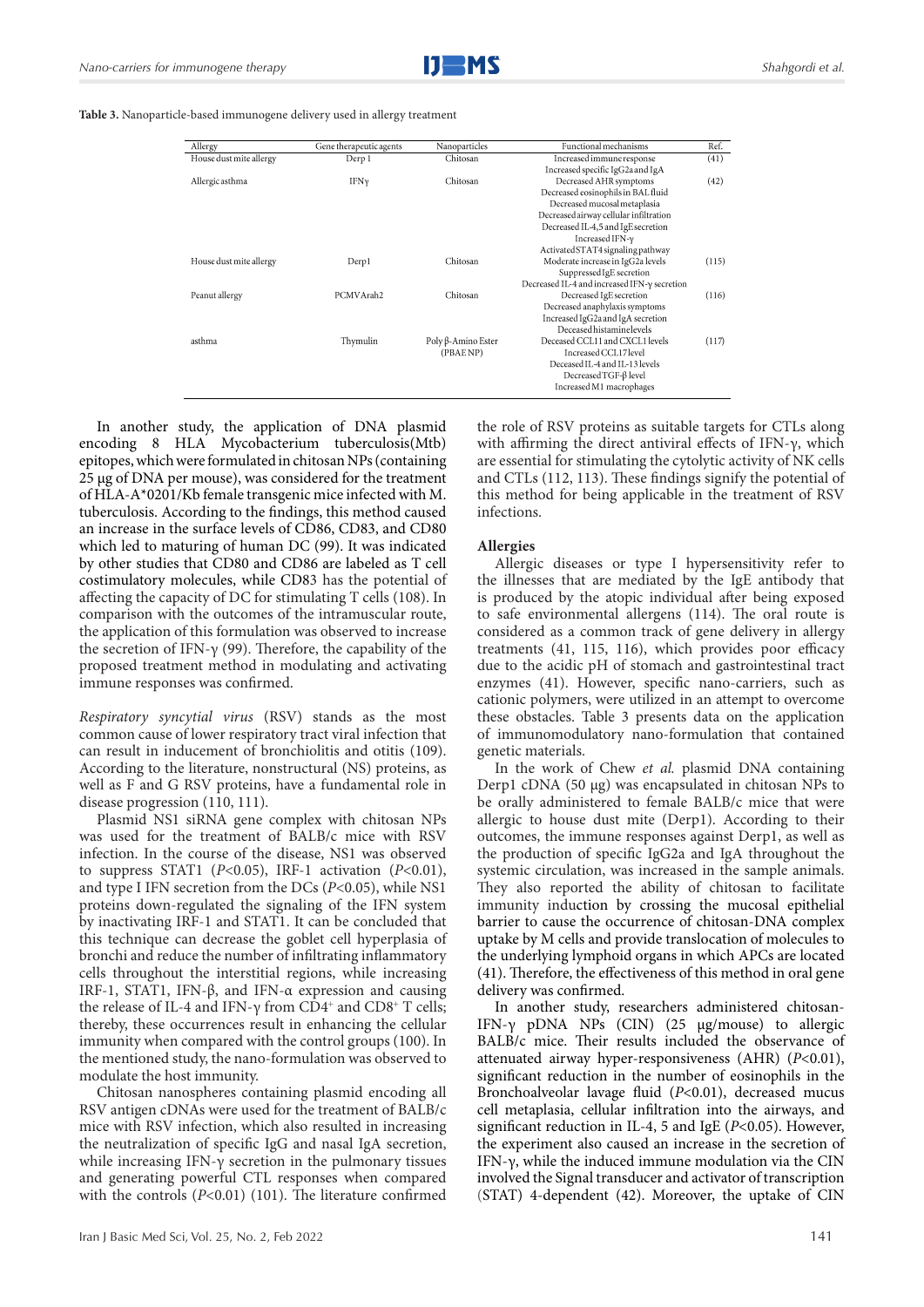**Table 3.** Nanoparticle-based immunogene delivery used in allergy treatment

| Allergy | Gene therapeutic agents | Nanoparticles | Functional mechanisms | Ref. |
|---|---|---|---|---|
| House dust mite allergy | Derp 1 | Chitosan | Increased immune response<br>Increased specific IgG2a and IgA | (41) |
| Allergic asthma | IFNγ | Chitosan | Decreased AHR symptoms<br>Decreased eosinophils in BAL fluid<br>Decreased mucosal metaplasia<br>Decreased airway cellular infiltration<br>Decreased IL-4,5 and IgE secretion<br>Increased IFN-γ<br>Activated STAT4 signaling pathway | (42) |
| House dust mite allergy | Derp1 | Chitosan | Moderate increase in IgG2a levels<br>Suppressed IgE secretion<br>Decreased IL-4 and increased IFN-γ secretion | (115) |
| Peanut allergy | PCMVArah2 | Chitosan | Decreased IgE secretion<br>Decreased anaphylaxis symptoms<br>Increased IgG2a and IgA secretion<br>Deceased histamine levels | (116) |
| asthma | Thymulin | Poly β-Amino Ester (PBAE NP) | Deceased CCL11 and CXCL1 levels<br>Increased CCL17 level<br>Deceased IL-4 and IL-13 levels<br>Decreased TGF-β level<br>Increased M1 macrophages | (117) |

In another study, the application of DNA plasmid encoding 8 HLA Mycobacterium tuberculosis(Mtb) epitopes, which were formulated in chitosan NPs (containing 25 μg of DNA per mouse), was considered for the treatment of HLA-A*0201/Kb female transgenic mice infected with M. tuberculosis. According to the findings, this method caused an increase in the surface levels of CD86, CD83, and CD80 which led to maturing of human DC (99). It was indicated by other studies that CD80 and CD86 are labeled as T cell costimulatory molecules, while CD83 has the potential of affecting the capacity of DC for stimulating T cells (108). In comparison with the outcomes of the intramuscular route, the application of this formulation was observed to increase the secretion of IFN-γ (99). Therefore, the capability of the proposed treatment method in modulating and activating immune responses was confirmed.

*Respiratory syncytial virus* (RSV) stands as the most common cause of lower respiratory tract viral infection that can result in inducement of bronchiolitis and otitis (109). According to the literature, nonstructural (NS) proteins, as well as F and G RSV proteins, have a fundamental role in disease progression (110, 111).

Plasmid NS1 siRNA gene complex with chitosan NPs was used for the treatment of BALB/c mice with RSV infection. In the course of the disease, NS1 was observed to suppress STAT1 ($P<0.05$), IRF-1 activation ($P<0.01$), and type I IFN secretion from the DCs ($P<0.05$), while NS1 proteins down-regulated the signaling of the IFN system by inactivating IRF-1 and STAT1. It can be concluded that this technique can decrease the goblet cell hyperplasia of bronchi and reduce the number of infiltrating inflammatory cells throughout the interstitial regions, while increasing IRF-1, STAT1, IFN-β, and IFN-α expression and causing the release of IL-4 and IFN-γ from $CD4^+$ and $CD8^+$ T cells; thereby, these occurrences result in enhancing the cellular immunity when compared with the control groups (100). In the mentioned study, the nano-formulation was observed to modulate the host immunity.

Chitosan nanospheres containing plasmid encoding all RSV antigen cDNAs were used for the treatment of BALB/c mice with RSV infection, which also resulted in increasing the neutralization of specific IgG and nasal IgA secretion, while increasing IFN-γ secretion in the pulmonary tissues and generating powerful CTL responses when compared with the controls ($P<0.01$) (101). The literature confirmed the role of RSV proteins as suitable targets for CTLs along with affirming the direct antiviral effects of IFN-γ, which are essential for stimulating the cytolytic activity of NK cells and CTLs (112, 113). These findings signify the potential of this method for being applicable in the treatment of RSV infections.

**Allergies**

Allergic diseases or type I hypersensitivity refer to the illnesses that are mediated by the IgE antibody that is produced by the atopic individual after being exposed to safe environmental allergens (114). The oral route is considered as a common track of gene delivery in allergy treatments (41, 115, 116), which provides poor efficacy due to the acidic pH of stomach and gastrointestinal tract enzymes (41). However, specific nano-carriers, such as cationic polymers, were utilized in an attempt to overcome these obstacles. Table 3 presents data on the application of immunomodulatory nano-formulation that contained genetic materials.

In the work of Chew *et al.* plasmid DNA containing Derp1 cDNA (50 μg) was encapsulated in chitosan NPs to be orally administered to female BALB/c mice that were allergic to house dust mite (Derp1). According to their outcomes, the immune responses against Derp1, as well as the production of specific IgG2a and IgA throughout the systemic circulation, was increased in the sample animals. They also reported the ability of chitosan to facilitate immunity induction by crossing the mucosal epithelial barrier to cause the occurrence of chitosan-DNA complex uptake by M cells and provide translocation of molecules to the underlying lymphoid organs in which APCs are located (41). Therefore, the effectiveness of this method in oral gene delivery was confirmed.

In another study, researchers administered chitosan-IFN-γ pDNA NPs (CIN) (25 μg/mouse) to allergic BALB/c mice. Their results included the observance of attenuated airway hyper-responsiveness (AHR) ($P<0.01$), significant reduction in the number of eosinophils in the Bronchoalveolar lavage fluid ($P<0.01$), decreased mucus cell metaplasia, cellular infiltration into the airways, and significant reduction in IL-4, 5 and IgE ($P<0.05$). However, the experiment also caused an increase in the secretion of IFN-γ, while the induced immune modulation via the CIN involved the Signal transducer and activator of transcription (STAT) 4-dependent (42). Moreover, the uptake of CIN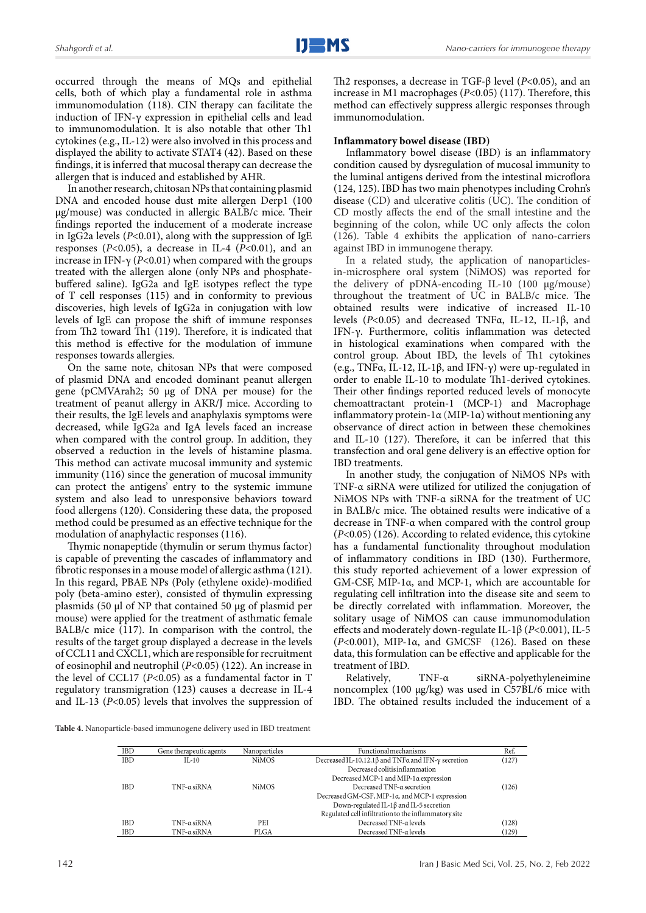occurred through the means of MQs and epithelial cells, both of which play a fundamental role in asthma immunomodulation (118). CIN therapy can facilitate the induction of IFN-γ expression in epithelial cells and lead to immunomodulation. It is also notable that other Th1 cytokines (e.g., IL-12) were also involved in this process and displayed the ability to activate STAT4 (42). Based on these findings, it is inferred that mucosal therapy can decrease the allergen that is induced and established by AHR.

In another research, chitosan NPs that containing plasmid DNA and encoded house dust mite allergen Derp1 (100 μg/mouse) was conducted in allergic BALB/c mice. Their findings reported the inducement of a moderate increase in IgG2a levels (*P*<0.01), along with the suppression of IgE responses (*P*<0.05), a decrease in IL-4 (*P*<0.01), and an increase in IFN-γ (*P*<0.01) when compared with the groups treated with the allergen alone (only NPs and phosphate-buffered saline). IgG2a and IgE isotypes reflect the type of T cell responses (115) and in conformity to previous discoveries, high levels of IgG2a in conjugation with low levels of IgE can propose the shift of immune responses from Th2 toward Th1 (119). Therefore, it is indicated that this method is effective for the modulation of immune responses towards allergies.

On the same note, chitosan NPs that were composed of plasmid DNA and encoded dominant peanut allergen gene (pCMVArah2; 50 μg of DNA per mouse) for the treatment of peanut allergy in AKR/J mice. According to their results, the IgE levels and anaphylaxis symptoms were decreased, while IgG2a and IgA levels faced an increase when compared with the control group. In addition, they observed a reduction in the levels of histamine plasma. This method can activate mucosal immunity and systemic immunity (116) since the generation of mucosal immunity can protect the antigens' entry to the systemic immune system and also lead to unresponsive behaviors toward food allergens (120). Considering these data, the proposed method could be presumed as an effective technique for the modulation of anaphylactic responses (116).

Thymic nonapeptide (thymulin or serum thymus factor) is capable of preventing the cascades of inflammatory and fibrotic responses in a mouse model of allergic asthma (121). In this regard, PBAE NPs (Poly (ethylene oxide)-modified poly (beta-amino ester), consisted of thymulin expressing plasmids (50 μl of NP that contained 50 μg of plasmid per mouse) were applied for the treatment of asthmatic female BALB/c mice (117). In comparison with the control, the results of the target group displayed a decrease in the levels of CCL11 and CXCL1, which are responsible for recruitment of eosinophil and neutrophil (*P*<0.05) (122). An increase in the level of CCL17 (*P*<0.05) as a fundamental factor in T regulatory transmigration (123) causes a decrease in IL-4 and IL-13 (*P*<0.05) levels that involves the suppression of Th2 responses, a decrease in TGF-β level (*P*<0.05), and an increase in M1 macrophages (*P*<0.05) (117). Therefore, this method can effectively suppress allergic responses through immunomodulation.

**Inflammatory bowel disease (IBD)**

Inflammatory bowel disease (IBD) is an inflammatory condition caused by dysregulation of mucosal immunity to the luminal antigens derived from the intestinal microflora (124, 125). IBD has two main phenotypes including Crohn's disease (CD) and ulcerative colitis (UC). The condition of CD mostly affects the end of the small intestine and the beginning of the colon, while UC only affects the colon (126). Table 4 exhibits the application of nano-carriers against IBD in immunogene therapy.

In a related study, the application of nanoparticles-in-microsphere oral system (NiMOS) was reported for the delivery of pDNA-encoding IL-10 (100 μg/mouse) throughout the treatment of UC in BALB/c mice. The obtained results were indicative of increased IL-10 levels (*P*<0.05) and decreased TNFα, IL-12, IL-1β, and IFN-γ. Furthermore, colitis inflammation was detected in histological examinations when compared with the control group. About IBD, the levels of Th1 cytokines (e.g., TNFα, IL-12, IL-1β, and IFN-γ) were up-regulated in order to enable IL-10 to modulate Th1-derived cytokines. Their other findings reported reduced levels of monocyte chemoattractant protein-1 (MCP-1) and Macrophage inflammatory protein-1α (MIP-1α) without mentioning any observance of direct action in between these chemokines and IL-10 (127). Therefore, it can be inferred that this transfection and oral gene delivery is an effective option for IBD treatments.

In another study, the conjugation of NiMOS NPs with TNF-α siRNA were utilized for utilized the conjugation of NiMOS NPs with TNF-α siRNA for the treatment of UC in BALB/c mice. The obtained results were indicative of a decrease in TNF-α when compared with the control group (*P*<0.05) (126). According to related evidence, this cytokine has a fundamental functionality throughout modulation of inflammatory conditions in IBD (130). Furthermore, this study reported achievement of a lower expression of GM-CSF, MIP-1α, and MCP-1, which are accountable for regulating cell infiltration into the disease site and seem to be directly correlated with inflammation. Moreover, the solitary usage of NiMOS can cause immunomodulation effects and moderately down-regulate IL-1β (*P*<0.001), IL-5 (*P*<0.001), MIP-1α, and GMCSF (126). Based on these data, this formulation can be effective and applicable for the treatment of IBD.

Relatively, TNF-α siRNA-polyethyleneimine noncomplex (100 μg/kg) was used in C57BL/6 mice with IBD. The obtained results included the inducement of a

**Table 4.** Nanoparticle-based immunogene delivery used in IBD treatment

| IBD | Gene therapeutic agents | Nanoparticles | Functional mechanisms | Ref. |
|---|---|---|---|---|
| IBD | IL-10 | NiMOS | Decreased IL-10,12,1β and TNFα and IFN-γ secretion<br>Decreased colitis inflammation<br>Decreased MCP-1 and MIP-1α expression | (127) |
| IBD | TNF-α siRNA | NiMOS | Decreased TNF-α secretion<br>Decreased GM-CSF, MIP-1α, and MCP-1 expression<br>Down-regulated IL-1β and IL-5 secretion<br>Regulated cell infiltration to the inflammatory site | (126) |
| IBD | TNF-α siRNA | PEI | Decreased TNF-α levels | (128) |
| IBD | TNF-α siRNA | PLGA | Decreased TNF-α levels | (129) |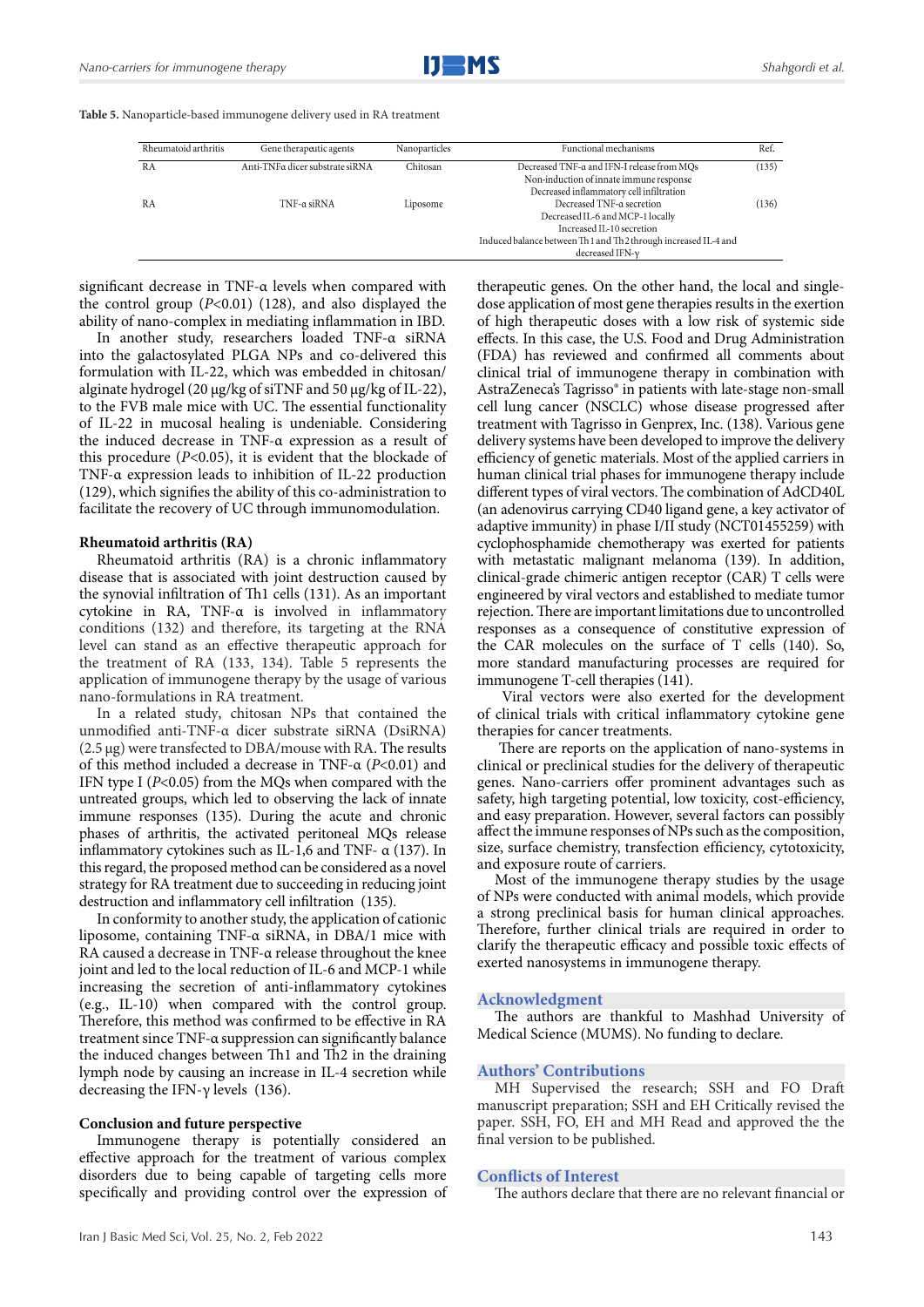**Table 5.** Nanoparticle-based immunogene delivery used in RA treatment

| Rheumatoid arthritis | Gene therapeutic agents | Nanoparticles | Functional mechanisms | Ref. |
|---|---|---|---|---|
| RA | Anti-TNFα dicer substrate siRNA | Chitosan | Decreased TNF-α and IFN-I release from MQs<br>Non-induction of innate immune response<br>Decreased inflammatory cell infiltration | (135) |
| RA | TNF-α siRNA | Liposome | Decreased TNF-α secretion<br>Decreased IL-6 and MCP-1 locally<br>Increased IL-10 secretion<br>Induced balance between Th1 and Th2 through increased IL-4 and decreased IFN-γ | (136) |

significant decrease in TNF-α levels when compared with the control group ($P$<0.01) (128), and also displayed the ability of nano-complex in mediating inflammation in IBD.

In another study, researchers loaded TNF-α siRNA into the galactosylated PLGA NPs and co-delivered this formulation with IL-22, which was embedded in chitosan/alginate hydrogel (20 μg/kg of siTNF and 50 μg/kg of IL-22), to the FVB male mice with UC. The essential functionality of IL-22 in mucosal healing is undeniable. Considering the induced decrease in TNF-α expression as a result of this procedure ($P$<0.05), it is evident that the blockade of TNF-α expression leads to inhibition of IL-22 production (129), which signifies the ability of this co-administration to facilitate the recovery of UC through immunomodulation.

### Rheumatoid arthritis (RA)

Rheumatoid arthritis (RA) is a chronic inflammatory disease that is associated with joint destruction caused by the synovial infiltration of Th1 cells (131). As an important cytokine in RA, TNF-α is involved in inflammatory conditions (132) and therefore, its targeting at the RNA level can stand as an effective therapeutic approach for the treatment of RA (133, 134). Table 5 represents the application of immunogene therapy by the usage of various nano-formulations in RA treatment.

In a related study, chitosan NPs that contained the unmodified anti-TNF-α dicer substrate siRNA (DsiRNA) (2.5 μg) were transfected to DBA/mouse with RA. The results of this method included a decrease in TNF-α ($P$<0.01) and IFN type I ($P$<0.05) from the MQs when compared with the untreated groups, which led to observing the lack of innate immune responses (135). During the acute and chronic phases of arthritis, the activated peritoneal MQs release inflammatory cytokines such as IL-1,6 and TNF- α (137). In this regard, the proposed method can be considered as a novel strategy for RA treatment due to succeeding in reducing joint destruction and inflammatory cell infiltration (135).

In conformity to another study, the application of cationic liposome, containing TNF-α siRNA, in DBA/1 mice with RA caused a decrease in TNF-α release throughout the knee joint and led to the local reduction of IL-6 and MCP-1 while increasing the secretion of anti-inflammatory cytokines (e.g., IL-10) when compared with the control group. Therefore, this method was confirmed to be effective in RA treatment since TNF-α suppression can significantly balance the induced changes between Th1 and Th2 in the draining lymph node by causing an increase in IL-4 secretion while decreasing the IFN-γ levels (136).

## Conclusion and future perspective

Immunogene therapy is potentially considered an effective approach for the treatment of various complex disorders due to being capable of targeting cells more specifically and providing control over the expression of therapeutic genes. On the other hand, the local and single-dose application of most gene therapies results in the exertion of high therapeutic doses with a low risk of systemic side effects. In this case, the U.S. Food and Drug Administration (FDA) has reviewed and confirmed all comments about clinical trial of immunogene therapy in combination with AstraZeneca's Tagrisso® in patients with late-stage non-small cell lung cancer (NSCLC) whose disease progressed after treatment with Tagrisso in Genprex, Inc. (138). Various gene delivery systems have been developed to improve the delivery efficiency of genetic materials. Most of the applied carriers in human clinical trial phases for immunogene therapy include different types of viral vectors. The combination of AdCD40L (an adenovirus carrying CD40 ligand gene, a key activator of adaptive immunity) in phase I/II study (NCT01455259) with cyclophosphamide chemotherapy was exerted for patients with metastatic malignant melanoma (139). In addition, clinical-grade chimeric antigen receptor (CAR) T cells were engineered by viral vectors and established to mediate tumor rejection. There are important limitations due to uncontrolled responses as a consequence of constitutive expression of the CAR molecules on the surface of T cells (140). So, more standard manufacturing processes are required for immunogene T-cell therapies (141).

Viral vectors were also exerted for the development of clinical trials with critical inflammatory cytokine gene therapies for cancer treatments.

There are reports on the application of nano-systems in clinical or preclinical studies for the delivery of therapeutic genes. Nano-carriers offer prominent advantages such as safety, high targeting potential, low toxicity, cost-efficiency, and easy preparation. However, several factors can possibly affect the immune responses of NPs such as the composition, size, surface chemistry, transfection efficiency, cytotoxicity, and exposure route of carriers.

Most of the immunogene therapy studies by the usage of NPs were conducted with animal models, which provide a strong preclinical basis for human clinical approaches. Therefore, further clinical trials are required in order to clarify the therapeutic efficacy and possible toxic effects of exerted nanosystems in immunogene therapy.

## Acknowledgment

The authors are thankful to Mashhad University of Medical Science (MUMS). No funding to declare.

## Authors' Contributions

MH Supervised the research; SSH and FO Draft manuscript preparation; SSH and EH Critically revised the paper. SSH, FO, EH and MH Read and approved the final version to be published.

## Conflicts of Interest

The authors declare that there are no relevant financial or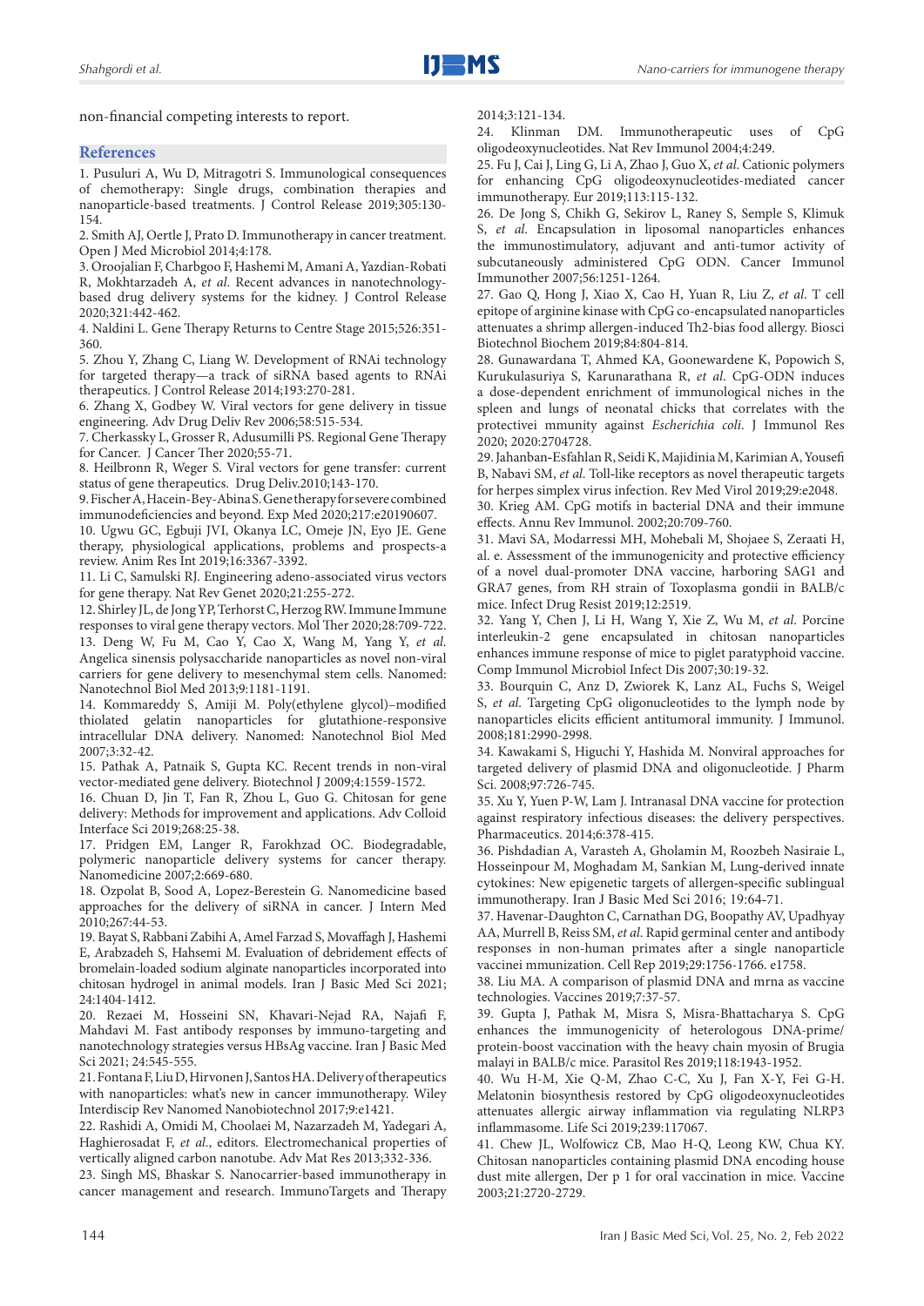non-financial competing interests to report.

## References

1. Pusuluri A, Wu D, Mitragotri S. Immunological consequences of chemotherapy: Single drugs, combination therapies and nanoparticle-based treatments. J Control Release 2019;305:130-154.
2. Smith AJ, Oertle J, Prato D. Immunotherapy in cancer treatment. Open J Med Microbiol 2014;4:178.
3. Oroojalian F, Charbgoo F, Hashemi M, Amani A, Yazdian-Robati R, Mokhtarzadeh A, *et al*. Recent advances in nanotechnology-based drug delivery systems for the kidney. J Control Release 2020;321:442-462.
4. Naldini L. Gene Therapy Returns to Centre Stage 2015;526:351-360.
5. Zhou Y, Zhang C, Liang W. Development of RNAi technology for targeted therapy—a track of siRNA based agents to RNAi therapeutics. J Control Release 2014;193:270-281.
6. Zhang X, Godbey W. Viral vectors for gene delivery in tissue engineering. Adv Drug Deliv Rev 2006;58:515-534.
7. Cherkassky L, Grosser R, Adusumilli PS. Regional Gene Therapy for Cancer. J Cancer Ther 2020;55-71.
8. Heilbronn R, Weger S. Viral vectors for gene transfer: current status of gene therapeutics. Drug Deliv.2010;143-170.
9. Fischer A, Hacein-Bey-Abina S. Gene therapy for severe combined immunodeficiencies and beyond. Exp Med 2020;217:e20190607.
10. Ugwu GC, Egbuji JVI, Okanya LC, Omeje JN, Eyo JE. Gene therapy, physiological applications, problems and prospects-a review. Anim Res Int 2019;16:3367-3392.
11. Li C, Samulski RJ. Engineering adeno-associated virus vectors for gene therapy. Nat Rev Genet 2020;21:255-272.
12. Shirley JL, de Jong YP, Terhorst C, Herzog RW. Immune Immune responses to viral gene therapy vectors. Mol Ther 2020;28:709-722.
13. Deng W, Fu M, Cao Y, Cao X, Wang M, Yang Y, *et al*. Angelica sinensis polysaccharide nanoparticles as novel non-viral carriers for gene delivery to mesenchymal stem cells. Nanomed: Nanotechnol Biol Med 2013;9:1181-1191.
14. Kommareddy S, Amiji M. Poly(ethylene glycol)–modified thiolated gelatin nanoparticles for glutathione-responsive intracellular DNA delivery. Nanomed: Nanotechnol Biol Med 2007;3:32-42.
15. Pathak A, Patnaik S, Gupta KC. Recent trends in non-viral vector-mediated gene delivery. Biotechnol J 2009;4:1559-1572.
16. Chuan D, Jin T, Fan R, Zhou L, Guo G. Chitosan for gene delivery: Methods for improvement and applications. Adv Colloid Interface Sci 2019;268:25-38.
17. Pridgen EM, Langer R, Farokhzad OC. Biodegradable, polymeric nanoparticle delivery systems for cancer therapy. Nanomedicine 2007;2:669-680.
18. Ozpolat B, Sood A, Lopez-Berestein G. Nanomedicine based approaches for the delivery of siRNA in cancer. J Intern Med 2010;267:44-53.
19. Bayat S, Rabbani Zabihi A, Amel Farzad S, Movaffagh J, Hashemi E, Arabzadeh S, Hahsemi M. Evaluation of debridement effects of bromelain-loaded sodium alginate nanoparticles incorporated into chitosan hydrogel in animal models. Iran J Basic Med Sci 2021; 24:1404-1412.
20. Rezaei M, Hosseini SN, Khavari-Nejad RA, Najafi F, Mahdavi M. Fast antibody responses by immuno-targeting and nanotechnology strategies versus HBsAg vaccine. Iran J Basic Med Sci 2021; 24:545-555.
21. Fontana F, Liu D, Hirvonen J, Santos HA. Delivery of therapeutics with nanoparticles: what's new in cancer immunotherapy. Wiley Interdiscip Rev Nanomed Nanobiotechnol 2017;9:e1421.
22. Rashidi A, Omidi M, Choolaei M, Nazarzadeh M, Yadegari A, Haghierosadat F, *et al*., editors. Electromechanical properties of vertically aligned carbon nanotube. Adv Mat Res 2013;332-336.
23. Singh MS, Bhaskar S. Nanocarrier-based immunotherapy in cancer management and research. ImmunoTargets and Therapy 2014;3:121-134.
24. Klinman DM. Immunotherapeutic uses of CpG oligodeoxynucleotides. Nat Rev Immunol 2004;4:249.
25. Fu J, Cai J, Ling G, Li A, Zhao J, Guo X, *et al*. Cationic polymers for enhancing CpG oligodeoxynucleotides-mediated cancer immunotherapy. Eur 2019;113:115-132.
26. De Jong S, Chikh G, Sekirov L, Raney S, Semple S, Klimuk S, *et al*. Encapsulation in liposomal nanoparticles enhances the immunostimulatory, adjuvant and anti-tumor activity of subcutaneously administered CpG ODN. Cancer Immunol Immunother 2007;56:1251-1264.
27. Gao Q, Hong J, Xiao X, Cao H, Yuan R, Liu Z, *et al*. T cell epitope of arginine kinase with CpG co-encapsulated nanoparticles attenuates a shrimp allergen-induced Th2-bias food allergy. Biosci Biotechnol Biochem 2019;84:804-814.
28. Gunawardana T, Ahmed KA, Goonewardene K, Popowich S, Kurukulasuriya S, Karunarathana R, *et al*. CpG-ODN induces a dose-dependent enrichment of immunological niches in the spleen and lungs of neonatal chicks that correlates with the protectivei mmunity against *Escherichia coli*. J Immunol Res 2020; 2020:2704728.
29. Jahanban-Esfahlan R, Seidi K, Majidinia M, Karimian A, Yousefi B, Nabavi SM, *et al*. Toll-like receptors as novel therapeutic targets for herpes simplex virus infection. Rev Med Virol 2019;29:e2048.
30. Krieg AM. CpG motifs in bacterial DNA and their immune effects. Annu Rev Immunol. 2002;20:709-760.
31. Mavi SA, Modarressi MH, Mohebali M, Shojaee S, Zeraati H, al. e. Assessment of the immunogenicity and protective efficiency of a novel dual-promoter DNA vaccine, harboring SAG1 and GRA7 genes, from RH strain of Toxoplasma gondii in BALB/c mice. Infect Drug Resist 2019;12:2519.
32. Yang Y, Chen J, Li H, Wang Y, Xie Z, Wu M, *et al*. Porcine interleukin-2 gene encapsulated in chitosan nanoparticles enhances immune response of mice to piglet paratyphoid vaccine. Comp Immunol Microbiol Infect Dis 2007;30:19-32.
33. Bourquin C, Anz D, Zwiorek K, Lanz AL, Fuchs S, Weigel S, *et al*. Targeting CpG oligonucleotides to the lymph node by nanoparticles elicits efficient antitumoral immunity. J Immunol. 2008;181:2990-2998.
34. Kawakami S, Higuchi Y, Hashida M. Nonviral approaches for targeted delivery of plasmid DNA and oligonucleotide. J Pharm Sci. 2008;97:726-745.
35. Xu Y, Yuen P-W, Lam J. Intranasal DNA vaccine for protection against respiratory infectious diseases: the delivery perspectives. Pharmaceutics. 2014;6:378-415.
36. Pishdadian A, Varasteh A, Gholamin M, Roozbeh Nasiraie L, Hosseinpour M, Moghadam M, Sankian M, Lung-derived innate cytokines: New epigenetic targets of allergen-specific sublingual immunotherapy. Iran J Basic Med Sci 2016; 19:64-71.
37. Havenar-Daughton C, Carnathan DG, Boopathy AV, Upadhyay AA, Murrell B, Reiss SM, *et al*. Rapid germinal center and antibody responses in non-human primates after a single nanoparticle vaccinei mmunization. Cell Rep 2019;29:1756-1766. e1758.
38. Liu MA. A comparison of plasmid DNA and mrna as vaccine technologies. Vaccines 2019;7:37-57.
39. Gupta J, Pathak M, Misra S, Misra-Bhattacharya S. CpG enhances the immunogenicity of heterologous DNA-prime/protein-boost vaccination with the heavy chain myosin of Brugia malayi in BALB/c mice. Parasitol Res 2019;118:1943-1952.
40. Wu H-M, Xie Q-M, Zhao C-C, Xu J, Fan X-Y, Fei G-H. Melatonin biosynthesis restored by CpG oligodeoxynucleotides attenuates allergic airway inflammation via regulating NLRP3 inflammasome. Life Sci 2019;239:117067.
41. Chew JL, Wolfowicz CB, Mao H-Q, Leong KW, Chua KY. Chitosan nanoparticles containing plasmid DNA encoding house dust mite allergen, Der p 1 for oral vaccination in mice. Vaccine 2003;21:2720-2729.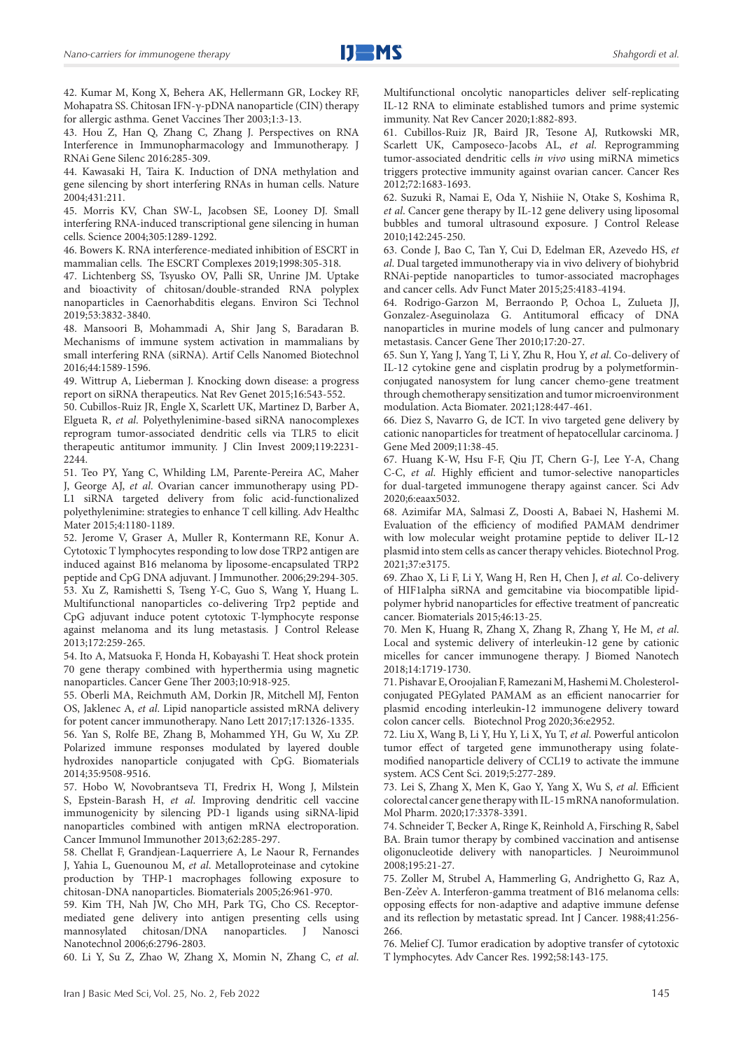42. Kumar M, Kong X, Behera AK, Hellermann GR, Lockey RF, Mohapatra SS. Chitosan IFN-γ-pDNA nanoparticle (CIN) therapy for allergic asthma. Genet Vaccines Ther 2003;1:3-13.

43. Hou Z, Han Q, Zhang C, Zhang J. Perspectives on RNA Interference in Immunopharmacology and Immunotherapy. J RNAi Gene Silenc 2016:285-309.

44. Kawasaki H, Taira K. Induction of DNA methylation and gene silencing by short interfering RNAs in human cells. Nature 2004;431:211.

45. Morris KV, Chan SW-L, Jacobsen SE, Looney DJ. Small interfering RNA-induced transcriptional gene silencing in human cells. Science 2004;305:1289-1292.

46. Bowers K. RNA interference-mediated inhibition of ESCRT in mammalian cells. The ESCRT Complexes 2019;1998:305-318.

47. Lichtenberg SS, Tsyusko OV, Palli SR, Unrine JM. Uptake and bioactivity of chitosan/double-stranded RNA polyplex nanoparticles in Caenorhabditis elegans. Environ Sci Technol 2019;53:3832-3840.

48. Mansoori B, Mohammadi A, Shir Jang S, Baradaran B. Mechanisms of immune system activation in mammalians by small interfering RNA (siRNA). Artif Cells Nanomed Biotechnol 2016;44:1589-1596.

49. Wittrup A, Lieberman J. Knocking down disease: a progress report on siRNA therapeutics. Nat Rev Genet 2015;16:543-552.

50. Cubillos-Ruiz JR, Engle X, Scarlett UK, Martinez D, Barber A, Elgueta R, *et al*. Polyethylenimine-based siRNA nanocomplexes reprogram tumor-associated dendritic cells via TLR5 to elicit therapeutic antitumor immunity. J Clin Invest 2009;119:2231-2244.

51. Teo PY, Yang C, Whilding LM, Parente-Pereira AC, Maher J, George AJ, *et al*. Ovarian cancer immunotherapy using PD-L1 siRNA targeted delivery from folic acid-functionalized polyethylenimine: strategies to enhance T cell killing. Adv Healthc Mater 2015;4:1180-1189.

52. Jerome V, Graser A, Muller R, Kontermann RE, Konur A. Cytotoxic T lymphocytes responding to low dose TRP2 antigen are induced against B16 melanoma by liposome-encapsulated TRP2 peptide and CpG DNA adjuvant. J Immunother. 2006;29:294-305.

53. Xu Z, Ramishetti S, Tseng Y-C, Guo S, Wang Y, Huang L. Multifunctional nanoparticles co-delivering Trp2 peptide and CpG adjuvant induce potent cytotoxic T-lymphocyte response against melanoma and its lung metastasis. J Control Release 2013;172:259-265.

54. Ito A, Matsuoka F, Honda H, Kobayashi T. Heat shock protein 70 gene therapy combined with hyperthermia using magnetic nanoparticles. Cancer Gene Ther 2003;10:918-925.

55. Oberli MA, Reichmuth AM, Dorkin JR, Mitchell MJ, Fenton OS, Jaklenec A, *et al*. Lipid nanoparticle assisted mRNA delivery for potent cancer immunotherapy. Nano Lett 2017;17:1326-1335.

56. Yan S, Rolfe BE, Zhang B, Mohammed YH, Gu W, Xu ZP. Polarized immune responses modulated by layered double hydroxides nanoparticle conjugated with CpG. Biomaterials 2014;35:9508-9516.

57. Hobo W, Novobrantseva TI, Fredrix H, Wong J, Milstein S, Epstein-Barash H, *et al*. Improving dendritic cell vaccine immunogenicity by silencing PD-1 ligands using siRNA-lipid nanoparticles combined with antigen mRNA electroporation. Cancer Immunol Immunother 2013;62:285-297.

58. Chellat F, Grandjean-Laquerriere A, Le Naour R, Fernandes J, Yahia L, Guenounou M, *et al*. Metalloproteinase and cytokine production by THP-1 macrophages following exposure to chitosan-DNA nanoparticles. Biomaterials 2005;26:961-970.

59. Kim TH, Nah JW, Cho MH, Park TG, Cho CS. Receptor-mediated gene delivery into antigen presenting cells using mannosylated chitosan/DNA nanoparticles. J Nanosci Nanotechnol 2006;6:2796-2803.

60. Li Y, Su Z, Zhao W, Zhang X, Momin N, Zhang C, *et al*. Multifunctional oncolytic nanoparticles deliver self-replicating IL-12 RNA to eliminate established tumors and prime systemic immunity. Nat Rev Cancer 2020;1:882-893.

61. Cubillos-Ruiz JR, Baird JR, Tesone AJ, Rutkowski MR, Scarlett UK, Camposeco-Jacobs AL, *et al*. Reprogramming tumor-associated dendritic cells *in vivo* using miRNA mimetics triggers protective immunity against ovarian cancer. Cancer Res 2012;72:1683-1693.

62. Suzuki R, Namai E, Oda Y, Nishiie N, Otake S, Koshima R, *et al*. Cancer gene therapy by IL-12 gene delivery using liposomal bubbles and tumoral ultrasound exposure. J Control Release 2010;142:245-250.

63. Conde J, Bao C, Tan Y, Cui D, Edelman ER, Azevedo HS, *et al*. Dual targeted immunotherapy via in vivo delivery of biohybrid RNAi-peptide nanoparticles to tumor-associated macrophages and cancer cells. Adv Funct Mater 2015;25:4183-4194.

64. Rodrigo-Garzon M, Berraondo P, Ochoa L, Zulueta JJ, Gonzalez-Aseguinolaza G. Antitumoral efficacy of DNA nanoparticles in murine models of lung cancer and pulmonary metastasis. Cancer Gene Ther 2010;17:20-27.

65. Sun Y, Yang J, Yang T, Li Y, Zhu R, Hou Y, *et al*. Co-delivery of IL-12 cytokine gene and cisplatin prodrug by a polymetformin-conjugated nanosystem for lung cancer chemo-gene treatment through chemotherapy sensitization and tumor microenvironment modulation. Acta Biomater. 2021;128:447-461.

66. Diez S, Navarro G, de ICT. In vivo targeted gene delivery by cationic nanoparticles for treatment of hepatocellular carcinoma. J Gene Med 2009;11:38-45.

67. Huang K-W, Hsu F-F, Qiu JT, Chern G-J, Lee Y-A, Chang C-C, *et al*. Highly efficient and tumor-selective nanoparticles for dual-targeted immunogene therapy against cancer. Sci Adv 2020;6:eaax5032.

68. Azimifar MA, Salmasi Z, Doosti A, Babaei N, Hashemi M. Evaluation of the efficiency of modified PAMAM dendrimer with low molecular weight protamine peptide to deliver IL-12 plasmid into stem cells as cancer therapy vehicles. Biotechnol Prog. 2021;37:e3175.

69. Zhao X, Li F, Li Y, Wang H, Ren H, Chen J, *et al*. Co-delivery of HIF1alpha siRNA and gemcitabine via biocompatible lipid-polymer hybrid nanoparticles for effective treatment of pancreatic cancer. Biomaterials 2015;46:13-25.

70. Men K, Huang R, Zhang X, Zhang R, Zhang Y, He M, *et al*. Local and systemic delivery of interleukin-12 gene by cationic micelles for cancer immunogene therapy. J Biomed Nanotech 2018;14:1719-1730.

71. Pishavar E, Oroojalian F, Ramezani M, Hashemi M. Cholesterol-conjugated PEGylated PAMAM as an efficient nanocarrier for plasmid encoding interleukin-12 immunogene delivery toward colon cancer cells. Biotechnol Prog 2020;36:e2952.

72. Liu X, Wang B, Li Y, Hu Y, Li X, Yu T, *et al*. Powerful anticolon tumor effect of targeted gene immunotherapy using folate-modified nanoparticle delivery of CCL19 to activate the immune system. ACS Cent Sci. 2019;5:277-289.

73. Lei S, Zhang X, Men K, Gao Y, Yang X, Wu S, *et al*. Efficient colorectal cancer gene therapy with IL-15 mRNA nanoformulation. Mol Pharm. 2020;17:3378-3391.

74. Schneider T, Becker A, Ringe K, Reinhold A, Firsching R, Sabel BA. Brain tumor therapy by combined vaccination and antisense oligonucleotide delivery with nanoparticles. J Neuroimmunol 2008;195:21-27.

75. Zoller M, Strubel A, Hammerling G, Andrighetto G, Raz A, Ben-Ze'ev A. Interferon-gamma treatment of B16 melanoma cells: opposing effects for non-adaptive and adaptive immune defense and its reflection by metastatic spread. Int J Cancer. 1988;41:256-266.

76. Melief CJ. Tumor eradication by adoptive transfer of cytotoxic T lymphocytes. Adv Cancer Res. 1992;58:143-175.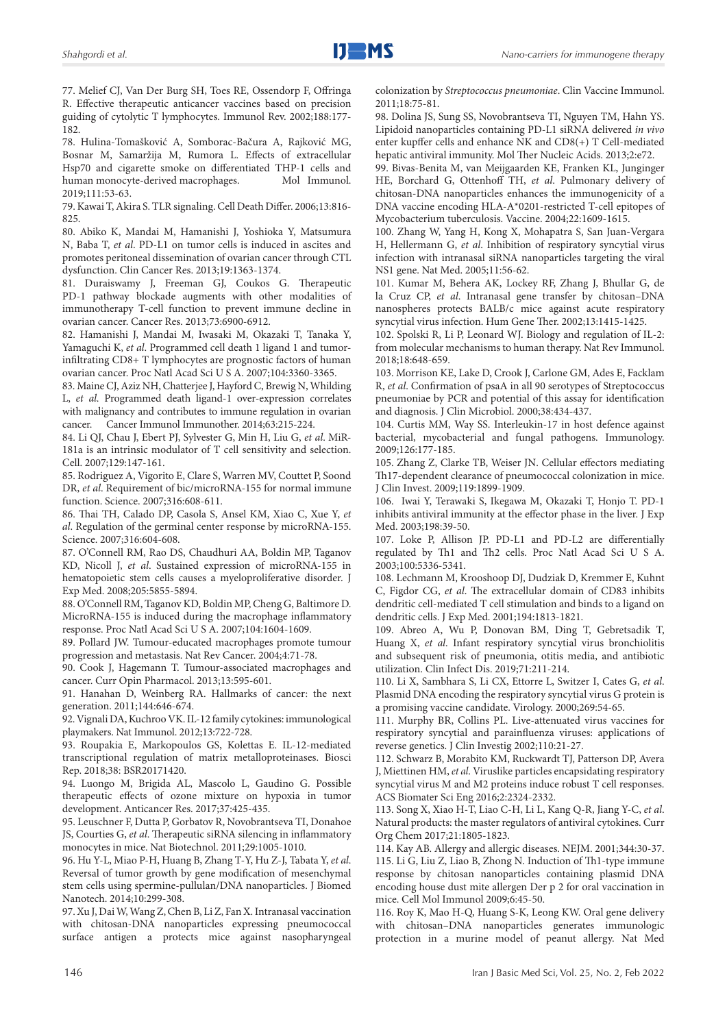77. Melief CJ, Van Der Burg SH, Toes RE, Ossendorp F, Offringa R. Effective therapeutic anticancer vaccines based on precision guiding of cytolytic T lymphocytes. Immunol Rev. 2002;188:177-182.

78. Hulina-Tomašković A, Somborac-Bačura A, Rajković MG, Bosnar M, Samaržija M, Rumora L. Effects of extracellular Hsp70 and cigarette smoke on differentiated THP-1 cells and human monocyte-derived macrophages. Mol Immunol. 2019;111:53-63.

79. Kawai T, Akira S. TLR signaling. Cell Death Differ. 2006;13:816-825.

80. Abiko K, Mandai M, Hamanishi J, Yoshioka Y, Matsumura N, Baba T, *et al*. PD-L1 on tumor cells is induced in ascites and promotes peritoneal dissemination of ovarian cancer through CTL dysfunction. Clin Cancer Res. 2013;19:1363-1374.

81. Duraiswamy J, Freeman GJ, Coukos G. Therapeutic PD-1 pathway blockade augments with other modalities of immunotherapy T-cell function to prevent immune decline in ovarian cancer. Cancer Res. 2013;73:6900-6912.

82. Hamanishi J, Mandai M, Iwasaki M, Okazaki T, Tanaka Y, Yamaguchi K, *et al*. Programmed cell death 1 ligand 1 and tumor-infiltrating CD8+ T lymphocytes are prognostic factors of human ovarian cancer. Proc Natl Acad Sci U S A. 2007;104:3360-3365.

83. Maine CJ, Aziz NH, Chatterjee J, Hayford C, Brewig N, Whilding L, *et al*. Programmed death ligand-1 over-expression correlates with malignancy and contributes to immune regulation in ovarian cancer. Cancer Immunol Immunother. 2014;63:215-224.

84. Li QJ, Chau J, Ebert PJ, Sylvester G, Min H, Liu G, *et al*. MiR-181a is an intrinsic modulator of T cell sensitivity and selection. Cell. 2007;129:147-161.

85. Rodriguez A, Vigorito E, Clare S, Warren MV, Couttet P, Soond DR, *et al*. Requirement of bic/microRNA-155 for normal immune function. Science. 2007;316:608-611.

86. Thai TH, Calado DP, Casola S, Ansel KM, Xiao C, Xue Y, *et al*. Regulation of the germinal center response by microRNA-155. Science. 2007;316:604-608.

87. O'Connell RM, Rao DS, Chaudhuri AA, Boldin MP, Taganov KD, Nicoll J, *et al*. Sustained expression of microRNA-155 in hematopoietic stem cells causes a myeloproliferative disorder. J Exp Med. 2008;205:5855-5894.

88. O'Connell RM, Taganov KD, Boldin MP, Cheng G, Baltimore D. MicroRNA-155 is induced during the macrophage inflammatory response. Proc Natl Acad Sci U S A. 2007;104:1604-1609.

89. Pollard JW. Tumour-educated macrophages promote tumour progression and metastasis. Nat Rev Cancer. 2004;4:71-78.

90. Cook J, Hagemann T. Tumour-associated macrophages and cancer. Curr Opin Pharmacol. 2013;13:595-601.

91. Hanahan D, Weinberg RA. Hallmarks of cancer: the next generation. 2011;144:646-674.

92. Vignali DA, Kuchroo VK. IL-12 family cytokines: immunological playmakers. Nat Immunol. 2012;13:722-728.

93. Roupakia E, Markopoulos GS, Kolettas E. IL-12-mediated transcriptional regulation of matrix metalloproteinases. Biosci Rep. 2018;38: BSR20171420.

94. Luongo M, Brigida AL, Mascolo L, Gaudino G. Possible therapeutic effects of ozone mixture on hypoxia in tumor development. Anticancer Res. 2017;37:425-435.

95. Leuschner F, Dutta P, Gorbatov R, Novobrantseva TI, Donahoe JS, Courties G, *et al*. Therapeutic siRNA silencing in inflammatory monocytes in mice. Nat Biotechnol. 2011;29:1005-1010.

96. Hu Y-L, Miao P-H, Huang B, Zhang T-Y, Hu Z-J, Tabata Y, *et al*. Reversal of tumor growth by gene modification of mesenchymal stem cells using spermine-pullulan/DNA nanoparticles. J Biomed Nanotech. 2014;10:299-308.

97. Xu J, Dai W, Wang Z, Chen B, Li Z, Fan X. Intranasal vaccination with chitosan-DNA nanoparticles expressing pneumococcal surface antigen a protects mice against nasopharyngeal colonization by *Streptococcus pneumoniae*. Clin Vaccine Immunol. 2011;18:75-81.

98. Dolina JS, Sung SS, Novobrantseva TI, Nguyen TM, Hahn YS. Lipidoid nanoparticles containing PD-L1 siRNA delivered *in vivo* enter kupffer cells and enhance NK and CD8(+) T Cell-mediated hepatic antiviral immunity. Mol Ther Nucleic Acids. 2013;2:e72.

99. Bivas-Benita M, van Meijgaarden KE, Franken KL, Junginger HE, Borchard G, Ottenhoff TH, *et al*. Pulmonary delivery of chitosan-DNA nanoparticles enhances the immunogenicity of a DNA vaccine encoding HLA-A*0201-restricted T-cell epitopes of Mycobacterium tuberculosis. Vaccine. 2004;22:1609-1615.

100. Zhang W, Yang H, Kong X, Mohapatra S, San Juan-Vergara H, Hellermann G, *et al*. Inhibition of respiratory syncytial virus infection with intranasal siRNA nanoparticles targeting the viral NS1 gene. Nat Med. 2005;11:56-62.

101. Kumar M, Behera AK, Lockey RF, Zhang J, Bhullar G, de la Cruz CP, *et al*. Intranasal gene transfer by chitosan–DNA nanospheres protects BALB/c mice against acute respiratory syncytial virus infection. Hum Gene Ther. 2002;13:1415-1425.

102. Spolski R, Li P, Leonard WJ. Biology and regulation of IL-2: from molecular mechanisms to human therapy. Nat Rev Immunol. 2018;18:648-659.

103. Morrison KE, Lake D, Crook J, Carlone GM, Ades E, Facklam R, *et al*. Confirmation of psaA in all 90 serotypes of Streptococcus pneumoniae by PCR and potential of this assay for identification and diagnosis. J Clin Microbiol. 2000;38:434-437.

104. Curtis MM, Way SS. Interleukin-17 in host defence against bacterial, mycobacterial and fungal pathogens. Immunology. 2009;126:177-185.

105. Zhang Z, Clarke TB, Weiser JN. Cellular effectors mediating Th17-dependent clearance of pneumococcal colonization in mice. J Clin Invest. 2009;119:1899-1909.

106. Iwai Y, Terawaki S, Ikegawa M, Okazaki T, Honjo T. PD-1 inhibits antiviral immunity at the effector phase in the liver. J Exp Med. 2003;198:39-50.

107. Loke JP. PD-L1 and PD-L2 are differentially regulated by Th1 and Th2 cells. Proc Natl Acad Sci U S A. 2003;100:5336-5341.

108. Lechmann M, Krooshoop DJ, Dudziak D, Kremmer E, Kuhnt C, Figdor CG, *et al*. The extracellular domain of CD83 inhibits dendritic cell-mediated T cell stimulation and binds to a ligand on dendritic cells. J Exp Med. 2001;194:1813-1821.

109. Abreo A, Wu P, Donovan BM, Ding T, Gebretsadik T, Huang X, *et al*. Infant respiratory syncytial virus bronchiolitis and subsequent risk of pneumonia, otitis media, and antibiotic utilization. Clin Infect Dis. 2019;71:211-214.

110. Li X, Sambhara S, Li CX, Ettorre L, Switzer I, Cates G, *et al*. Plasmid DNA encoding the respiratory syncytial virus G protein is a promising vaccine candidate. Virology. 2000;269:54-65.

111. Murphy BR, Collins PL. Live-attenuated virus vaccines for respiratory syncytial and parainfluenza viruses: applications of reverse genetics. J Clin Investig 2002;110:21-27.

112. Schwarz B, Morabito KM, Ruckwardt TJ, Patterson DP, Avera J, Miettinen HM, *et al*. Viruslike particles encapsidating respiratory syncytial virus M and M2 proteins induce robust T cell responses. ACS Biomater Sci Eng 2016;2:2324-2332.

113. Song X, Xiao H-T, Liao C-H, Li L, Kang Q-R, Jiang Y-C, *et al*. Natural products: the master regulators of antiviral cytokines. Curr Org Chem 2017;21:1805-1823.

114. Kay AB. Allergy and allergic diseases. NEJM. 2001;344:30-37.

115. Li G, Liu Z, Liao B, Zhong N. Induction of Th1-type immune response by chitosan nanoparticles containing plasmid DNA encoding house dust mite allergen Der p 2 for oral vaccination in mice. Cell Mol Immunol 2009;6:45-50.

116. Roy K, Mao H-Q, Huang S-K, Leong KW. Oral gene delivery with chitosan–DNA nanoparticles generates immunologic protection in a murine model of peanut allergy. Nat Med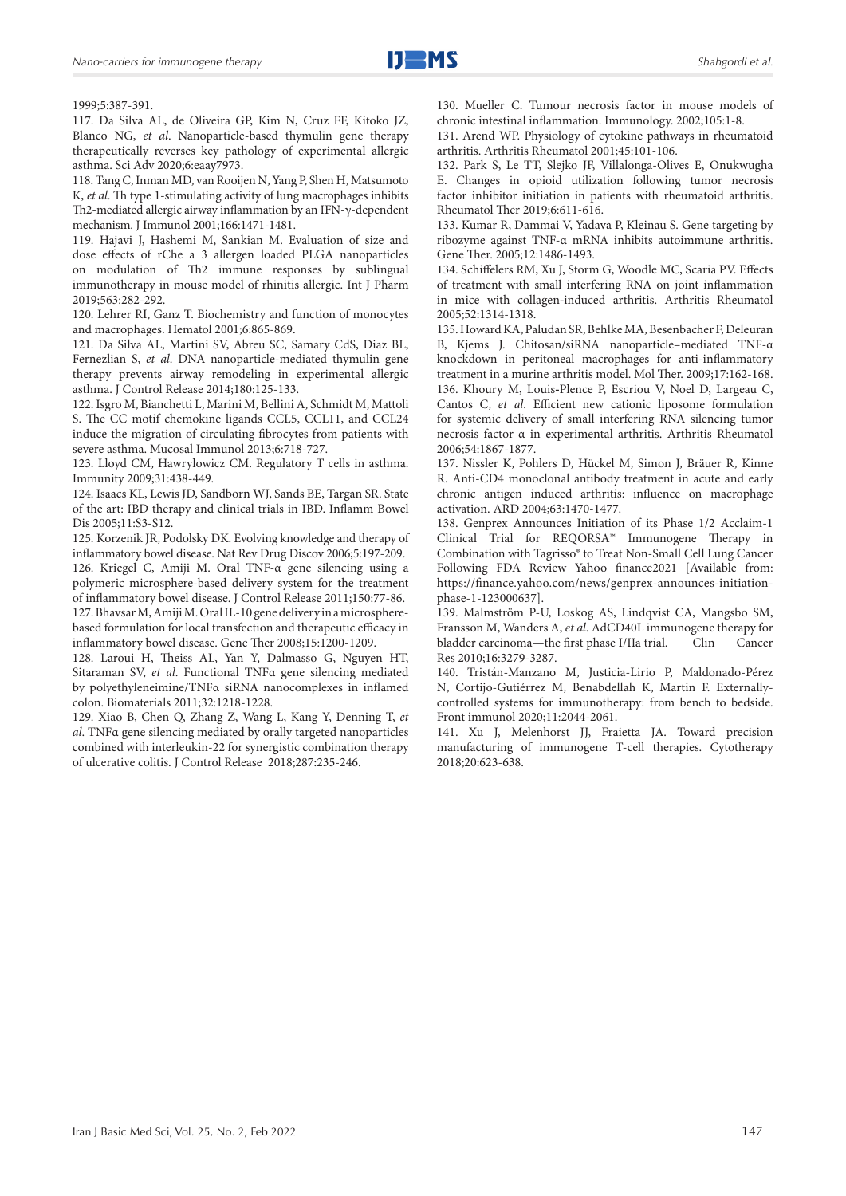1999;5:387-391.

117. Da Silva AL, de Oliveira GP, Kim N, Cruz FF, Kitoko JZ, Blanco NG, *et al*. Nanoparticle-based thymulin gene therapy therapeutically reverses key pathology of experimental allergic asthma. Sci Adv 2020;6:eaay7973.

118. Tang C, Inman MD, van Rooijen N, Yang P, Shen H, Matsumoto K, *et al*. Th type 1-stimulating activity of lung macrophages inhibits Th2-mediated allergic airway inflammation by an IFN-γ-dependent mechanism. J Immunol 2001;166:1471-1481.

119. Hajavi J, Hashemi M, Sankian M. Evaluation of size and dose effects of rChe a 3 allergen loaded PLGA nanoparticles on modulation of Th2 immune responses by sublingual immunotherapy in mouse model of rhinitis allergic. Int J Pharm 2019;563:282-292.

120. Lehrer RI, Ganz T. Biochemistry and function of monocytes and macrophages. Hematol 2001;6:865-869.

121. Da Silva AL, Martini SV, Abreu SC, Samary CdS, Diaz BL, Fernezlian S, *et al*. DNA nanoparticle-mediated thymulin gene therapy prevents airway remodeling in experimental allergic asthma. J Control Release 2014;180:125-133.

122. Isgro M, Bianchetti L, Marini M, Bellini A, Schmidt M, Mattoli S. The CC motif chemokine ligands CCL5, CCL11, and CCL24 induce the migration of circulating fibrocytes from patients with severe asthma. Mucosal Immunol 2013;6:718-727.

123. Lloyd CM, Hawrylowicz CM. Regulatory T cells in asthma. Immunity 2009;31:438-449.

124. Isaacs KL, Lewis JD, Sandborn WJ, Sands BE, Targan SR. State of the art: IBD therapy and clinical trials in IBD. Inflamm Bowel Dis 2005;11:S3-S12.

125. Korzenik JR, Podolsky DK. Evolving knowledge and therapy of inflammatory bowel disease. Nat Rev Drug Discov 2006;5:197-209.

126. Kriegel C, Amiji M. Oral TNF-α gene silencing using a polymeric microsphere-based delivery system for the treatment of inflammatory bowel disease. J Control Release 2011;150:77-86.

127. Bhavsar M, Amiji M. Oral IL-10 gene delivery in a microsphere-based formulation for local transfection and therapeutic efficacy in inflammatory bowel disease. Gene Ther 2008;15:1200-1209.

128. Laroui H, Theiss AL, Yan Y, Dalmasso G, Nguyen HT, Sitaraman SV, *et al*. Functional TNFα gene silencing mediated by polyethyleneimine/TNFα siRNA nanocomplexes in inflamed colon. Biomaterials 2011;32:1218-1228.

129. Xiao B, Chen Q, Zhang Z, Wang L, Kang Y, Denning T, *et al*. TNFα gene silencing mediated by orally targeted nanoparticles combined with interleukin-22 for synergistic combination therapy of ulcerative colitis. J Control Release 2018;287:235-246.

130. Mueller C. Tumour necrosis factor in mouse models of chronic intestinal inflammation. Immunology. 2002;105:1-8.

131. Arend WP. Physiology of cytokine pathways in rheumatoid arthritis. Arthritis Rheumatol 2001;45:101-106.

132. Park S, Le TT, Slejko JF, Villalonga-Olives E, Onukwugha E. Changes in opioid utilization following tumor necrosis factor inhibitor initiation in patients with rheumatoid arthritis. Rheumatol Ther 2019;6:611-616.

133. Kumar R, Dammai V, Yadava P, Kleinau S. Gene targeting by ribozyme against TNF-α mRNA inhibits autoimmune arthritis. Gene Ther. 2005;12:1486-1493.

134. Schiffelers RM, Xu J, Storm G, Woodle MC, Scaria PV. Effects of treatment with small interfering RNA on joint inflammation in mice with collagen-induced arthritis. Arthritis Rheumatol 2005;52:1314-1318.

135. Howard KA, Paludan SR, Behlke MA, Besenbacher F, Deleuran B, Kjems J. Chitosan/siRNA nanoparticle–mediated TNF-α knockdown in peritoneal macrophages for anti-inflammatory treatment in a murine arthritis model. Mol Ther. 2009;17:162-168.

136. Khoury M, Louis-Plence P, Escriou V, Noel D, Largeau C, Cantos C, *et al*. Efficient new cationic liposome formulation for systemic delivery of small interfering RNA silencing tumor necrosis factor α in experimental arthritis. Arthritis Rheumatol 2006;54:1867-1877.

137. Nissler K, Pohlers D, Hückel M, Simon J, Bräuer R, Kinne R. Anti-CD4 monoclonal antibody treatment in acute and early chronic antigen induced arthritis: influence on macrophage activation. ARD 2004;63:1470-1477.

138. Genprex Announces Initiation of its Phase 1/2 Acclaim-1 Clinical Trial for REQORSA™ Immunogene Therapy in Combination with Tagrisso® to Treat Non-Small Cell Lung Cancer Following FDA Review Yahoo finance2021 [Available from: https://finance.yahoo.com/news/genprex-announces-initiation-phase-1-123000637].

139. Malmström P-U, Loskog AS, Lindqvist CA, Mangsbo SM, Fransson M, Wanders A, *et al*. AdCD40L immunogene therapy for bladder carcinoma—the first phase I/IIa trial. Clin Cancer Res 2010;16:3279-3287.

140. Tristán-Manzano M, Justicia-Lirio P, Maldonado-Pérez N, Cortijo-Gutiérrez M, Benabdellah K, Martin F. Externally-controlled systems for immunotherapy: from bench to bedside. Front immunol 2020;11:2044-2061.

141. Xu J, Melenhorst JJ, Fraietta JA. Toward precision manufacturing of immunogene T-cell therapies. Cytotherapy 2018;20:623-638.